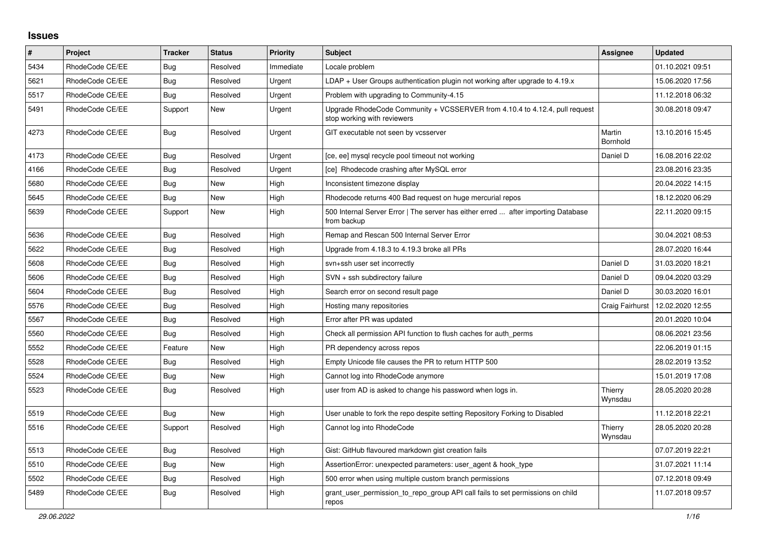# Issues

| # | Project | Tracker | Status | Priority | Subject | Assignee | Updated |
|---|---|---|---|---|---|---|---|
| 5434 | RhodeCode CE/EE | Bug | Resolved | Immediate | Locale problem | | 01.10.2021 09:51 |
| 5621 | RhodeCode CE/EE | Bug | Resolved | Urgent | LDAP + User Groups authentication plugin not working after upgrade to 4.19.x | | 15.06.2020 17:56 |
| 5517 | RhodeCode CE/EE | Bug | Resolved | Urgent | Problem with upgrading to Community-4.15 | | 11.12.2018 06:32 |
| 5491 | RhodeCode CE/EE | Support | New | Urgent | Upgrade RhodeCode Community + VCSSERVER from 4.10.4 to 4.12.4, pull request stop working with reviewers | | 30.08.2018 09:47 |
| 4273 | RhodeCode CE/EE | Bug | Resolved | Urgent | GIT executable not seen by vcsserver | Martin Bornhold | 13.10.2016 15:45 |
| 4173 | RhodeCode CE/EE | Bug | Resolved | Urgent | [ce, ee] mysql recycle pool timeout not working | Daniel D | 16.08.2016 22:02 |
| 4166 | RhodeCode CE/EE | Bug | Resolved | Urgent | [ce] Rhodecode crashing after MySQL error | | 23.08.2016 23:35 |
| 5680 | RhodeCode CE/EE | Bug | New | High | Inconsistent timezone display | | 20.04.2022 14:15 |
| 5645 | RhodeCode CE/EE | Bug | New | High | Rhodecode returns 400 Bad request on huge mercurial repos | | 18.12.2020 06:29 |
| 5639 | RhodeCode CE/EE | Support | New | High | 500 Internal Server Error \| The server has either erred ... after importing Database from backup | | 22.11.2020 09:15 |
| 5636 | RhodeCode CE/EE | Bug | Resolved | High | Remap and Rescan 500 Internal Server Error | | 30.04.2021 08:53 |
| 5622 | RhodeCode CE/EE | Bug | Resolved | High | Upgrade from 4.18.3 to 4.19.3 broke all PRs | | 28.07.2020 16:44 |
| 5608 | RhodeCode CE/EE | Bug | Resolved | High | svn+ssh user set incorrectly | Daniel D | 31.03.2020 18:21 |
| 5606 | RhodeCode CE/EE | Bug | Resolved | High | SVN + ssh subdirectory failure | Daniel D | 09.04.2020 03:29 |
| 5604 | RhodeCode CE/EE | Bug | Resolved | High | Search error on second result page | Daniel D | 30.03.2020 16:01 |
| 5576 | RhodeCode CE/EE | Bug | Resolved | High | Hosting many repositories | Craig Fairhurst | 12.02.2020 12:55 |
| 5567 | RhodeCode CE/EE | Bug | Resolved | High | Error after PR was updated | | 20.01.2020 10:04 |
| 5560 | RhodeCode CE/EE | Bug | Resolved | High | Check all permission API function to flush caches for auth_perms | | 08.06.2021 23:56 |
| 5552 | RhodeCode CE/EE | Feature | New | High | PR dependency across repos | | 22.06.2019 01:15 |
| 5528 | RhodeCode CE/EE | Bug | Resolved | High | Empty Unicode file causes the PR to return HTTP 500 | | 28.02.2019 13:52 |
| 5524 | RhodeCode CE/EE | Bug | New | High | Cannot log into RhodeCode anymore | | 15.01.2019 17:08 |
| 5523 | RhodeCode CE/EE | Bug | Resolved | High | user from AD is asked to change his password when logs in. | Thierry Wynsdau | 28.05.2020 20:28 |
| 5519 | RhodeCode CE/EE | Bug | New | High | User unable to fork the repo despite setting Repository Forking to Disabled | | 11.12.2018 22:21 |
| 5516 | RhodeCode CE/EE | Support | Resolved | High | Cannot log into RhodeCode | Thierry Wynsdau | 28.05.2020 20:28 |
| 5513 | RhodeCode CE/EE | Bug | Resolved | High | Gist: GitHub flavoured markdown gist creation fails | | 07.07.2019 22:21 |
| 5510 | RhodeCode CE/EE | Bug | New | High | AssertionError: unexpected parameters: user_agent & hook_type | | 31.07.2021 11:14 |
| 5502 | RhodeCode CE/EE | Bug | Resolved | High | 500 error when using multiple custom branch permissions | | 07.12.2018 09:49 |
| 5489 | RhodeCode CE/EE | Bug | Resolved | High | grant_user_permission_to_repo_group API call fails to set permissions on child repos | | 11.07.2018 09:57 |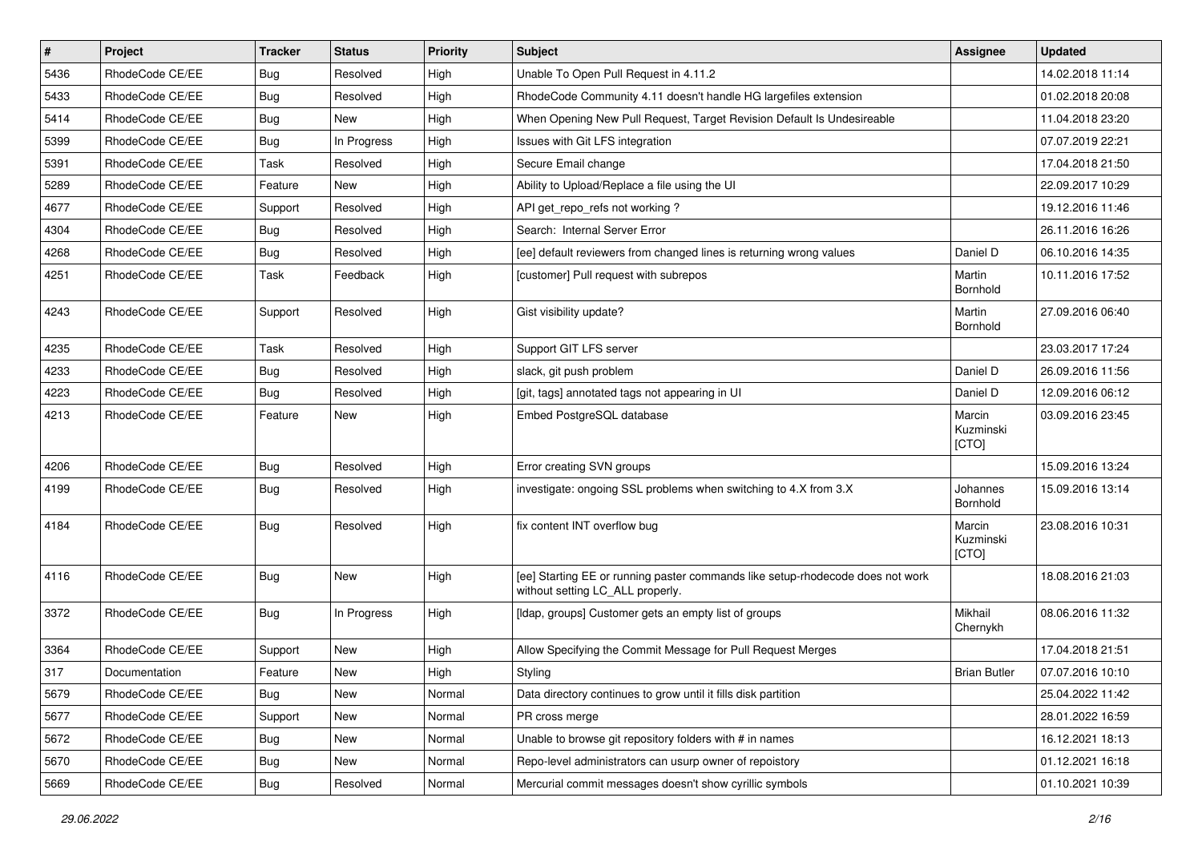| # | Project | Tracker | Status | Priority | Subject | Assignee | Updated |
|---|---|---|---|---|---|---|---|
| 5436 | RhodeCode CE/EE | Bug | Resolved | High | Unable To Open Pull Request in 4.11.2 | | 14.02.2018 11:14 |
| 5433 | RhodeCode CE/EE | Bug | Resolved | High | RhodeCode Community 4.11 doesn't handle HG largefiles extension | | 01.02.2018 20:08 |
| 5414 | RhodeCode CE/EE | Bug | New | High | When Opening New Pull Request, Target Revision Default Is Undesireable | | 11.04.2018 23:20 |
| 5399 | RhodeCode CE/EE | Bug | In Progress | High | Issues with Git LFS integration | | 07.07.2019 22:21 |
| 5391 | RhodeCode CE/EE | Task | Resolved | High | Secure Email change | | 17.04.2018 21:50 |
| 5289 | RhodeCode CE/EE | Feature | New | High | Ability to Upload/Replace a file using the UI | | 22.09.2017 10:29 |
| 4677 | RhodeCode CE/EE | Support | Resolved | High | API get_repo_refs not working ? | | 19.12.2016 11:46 |
| 4304 | RhodeCode CE/EE | Bug | Resolved | High | Search:  Internal Server Error | | 26.11.2016 16:26 |
| 4268 | RhodeCode CE/EE | Bug | Resolved | High | [ee] default reviewers from changed lines is returning wrong values | Daniel D | 06.10.2016 14:35 |
| 4251 | RhodeCode CE/EE | Task | Feedback | High | [customer] Pull request with subrepos | Martin Bornhold | 10.11.2016 17:52 |
| 4243 | RhodeCode CE/EE | Support | Resolved | High | Gist visibility update? | Martin Bornhold | 27.09.2016 06:40 |
| 4235 | RhodeCode CE/EE | Task | Resolved | High | Support GIT LFS server | | 23.03.2017 17:24 |
| 4233 | RhodeCode CE/EE | Bug | Resolved | High | slack, git push problem | Daniel D | 26.09.2016 11:56 |
| 4223 | RhodeCode CE/EE | Bug | Resolved | High | [git, tags] annotated tags not appearing in UI | Daniel D | 12.09.2016 06:12 |
| 4213 | RhodeCode CE/EE | Feature | New | High | Embed PostgreSQL database | Marcin Kuzminski [CTO] | 03.09.2016 23:45 |
| 4206 | RhodeCode CE/EE | Bug | Resolved | High | Error creating SVN groups | | 15.09.2016 13:24 |
| 4199 | RhodeCode CE/EE | Bug | Resolved | High | investigate: ongoing SSL problems when switching to 4.X from 3.X | Johannes Bornhold | 15.09.2016 13:14 |
| 4184 | RhodeCode CE/EE | Bug | Resolved | High | fix content INT overflow bug | Marcin Kuzminski [CTO] | 23.08.2016 10:31 |
| 4116 | RhodeCode CE/EE | Bug | New | High | [ee] Starting EE or running paster commands like setup-rhodecode does not work without setting LC_ALL properly. | | 18.08.2016 21:03 |
| 3372 | RhodeCode CE/EE | Bug | In Progress | High | [ldap, groups] Customer gets an empty list of groups | Mikhail Chernykh | 08.06.2016 11:32 |
| 3364 | RhodeCode CE/EE | Support | New | High | Allow Specifying the Commit Message for Pull Request Merges | | 17.04.2018 21:51 |
| 317 | Documentation | Feature | New | High | Styling | Brian Butler | 07.07.2016 10:10 |
| 5679 | RhodeCode CE/EE | Bug | New | Normal | Data directory continues to grow until it fills disk partition | | 25.04.2022 11:42 |
| 5677 | RhodeCode CE/EE | Support | New | Normal | PR cross merge | | 28.01.2022 16:59 |
| 5672 | RhodeCode CE/EE | Bug | New | Normal | Unable to browse git repository folders with # in names | | 16.12.2021 18:13 |
| 5670 | RhodeCode CE/EE | Bug | New | Normal | Repo-level administrators can usurp owner of repoistory | | 01.12.2021 16:18 |
| 5669 | RhodeCode CE/EE | Bug | Resolved | Normal | Mercurial commit messages doesn't show cyrillic symbols | | 01.10.2021 10:39 |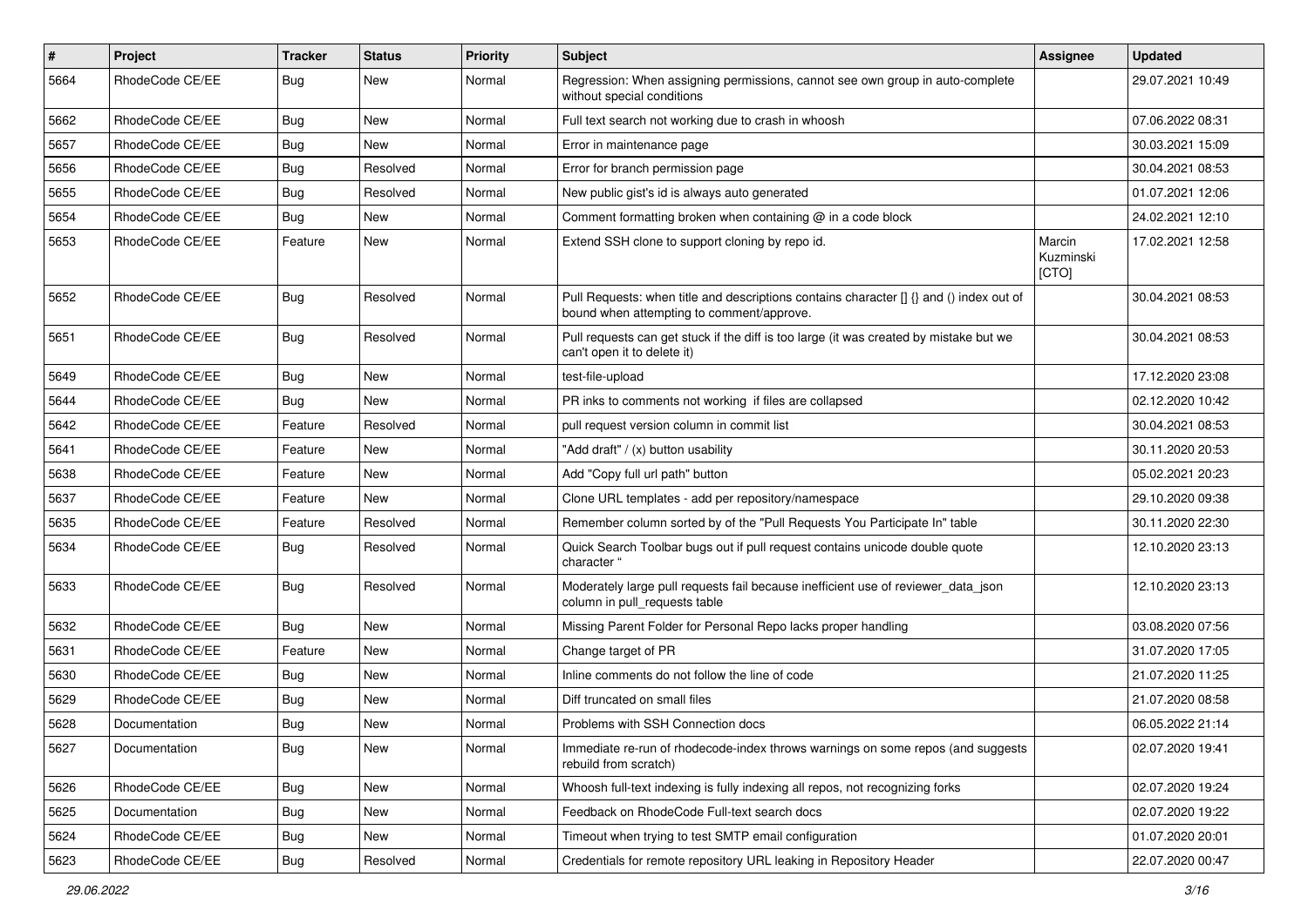| # | Project | Tracker | Status | Priority | Subject | Assignee | Updated |
|---|---|---|---|---|---|---|---|
| 5664 | RhodeCode CE/EE | Bug | New | Normal | Regression: When assigning permissions, cannot see own group in auto-complete without special conditions | | 29.07.2021 10:49 |
| 5662 | RhodeCode CE/EE | Bug | New | Normal | Full text search not working due to crash in whoosh | | 07.06.2022 08:31 |
| 5657 | RhodeCode CE/EE | Bug | New | Normal | Error in maintenance page | | 30.03.2021 15:09 |
| 5656 | RhodeCode CE/EE | Bug | Resolved | Normal | Error for branch permission page | | 30.04.2021 08:53 |
| 5655 | RhodeCode CE/EE | Bug | Resolved | Normal | New public gist's id is always auto generated | | 01.07.2021 12:06 |
| 5654 | RhodeCode CE/EE | Bug | New | Normal | Comment formatting broken when containing @ in a code block | | 24.02.2021 12:10 |
| 5653 | RhodeCode CE/EE | Feature | New | Normal | Extend SSH clone to support cloning by repo id. | Marcin Kuzminski [CTO] | 17.02.2021 12:58 |
| 5652 | RhodeCode CE/EE | Bug | Resolved | Normal | Pull Requests: when title and descriptions contains character [] {} and () index out of bound when attempting to comment/approve. | | 30.04.2021 08:53 |
| 5651 | RhodeCode CE/EE | Bug | Resolved | Normal | Pull requests can get stuck if the diff is too large (it was created by mistake but we can't open it to delete it) | | 30.04.2021 08:53 |
| 5649 | RhodeCode CE/EE | Bug | New | Normal | test-file-upload | | 17.12.2020 23:08 |
| 5644 | RhodeCode CE/EE | Bug | New | Normal | PR inks to comments not working if files are collapsed | | 02.12.2020 10:42 |
| 5642 | RhodeCode CE/EE | Feature | Resolved | Normal | pull request version column in commit list | | 30.04.2021 08:53 |
| 5641 | RhodeCode CE/EE | Feature | New | Normal | "Add draft" / (x) button usability | | 30.11.2020 20:53 |
| 5638 | RhodeCode CE/EE | Feature | New | Normal | Add "Copy full url path" button | | 05.02.2021 20:23 |
| 5637 | RhodeCode CE/EE | Feature | New | Normal | Clone URL templates - add per repository/namespace | | 29.10.2020 09:38 |
| 5635 | RhodeCode CE/EE | Feature | Resolved | Normal | Remember column sorted by of the "Pull Requests You Participate In" table | | 30.11.2020 22:30 |
| 5634 | RhodeCode CE/EE | Bug | Resolved | Normal | Quick Search Toolbar bugs out if pull request contains unicode double quote character " | | 12.10.2020 23:13 |
| 5633 | RhodeCode CE/EE | Bug | Resolved | Normal | Moderately large pull requests fail because inefficient use of reviewer_data_json column in pull_requests table | | 12.10.2020 23:13 |
| 5632 | RhodeCode CE/EE | Bug | New | Normal | Missing Parent Folder for Personal Repo lacks proper handling | | 03.08.2020 07:56 |
| 5631 | RhodeCode CE/EE | Feature | New | Normal | Change target of PR | | 31.07.2020 17:05 |
| 5630 | RhodeCode CE/EE | Bug | New | Normal | Inline comments do not follow the line of code | | 21.07.2020 11:25 |
| 5629 | RhodeCode CE/EE | Bug | New | Normal | Diff truncated on small files | | 21.07.2020 08:58 |
| 5628 | Documentation | Bug | New | Normal | Problems with SSH Connection docs | | 06.05.2022 21:14 |
| 5627 | Documentation | Bug | New | Normal | Immediate re-run of rhodecode-index throws warnings on some repos (and suggests rebuild from scratch) | | 02.07.2020 19:41 |
| 5626 | RhodeCode CE/EE | Bug | New | Normal | Whoosh full-text indexing is fully indexing all repos, not recognizing forks | | 02.07.2020 19:24 |
| 5625 | Documentation | Bug | New | Normal | Feedback on RhodeCode Full-text search docs | | 02.07.2020 19:22 |
| 5624 | RhodeCode CE/EE | Bug | New | Normal | Timeout when trying to test SMTP email configuration | | 01.07.2020 20:01 |
| 5623 | RhodeCode CE/EE | Bug | Resolved | Normal | Credentials for remote repository URL leaking in Repository Header | | 22.07.2020 00:47 |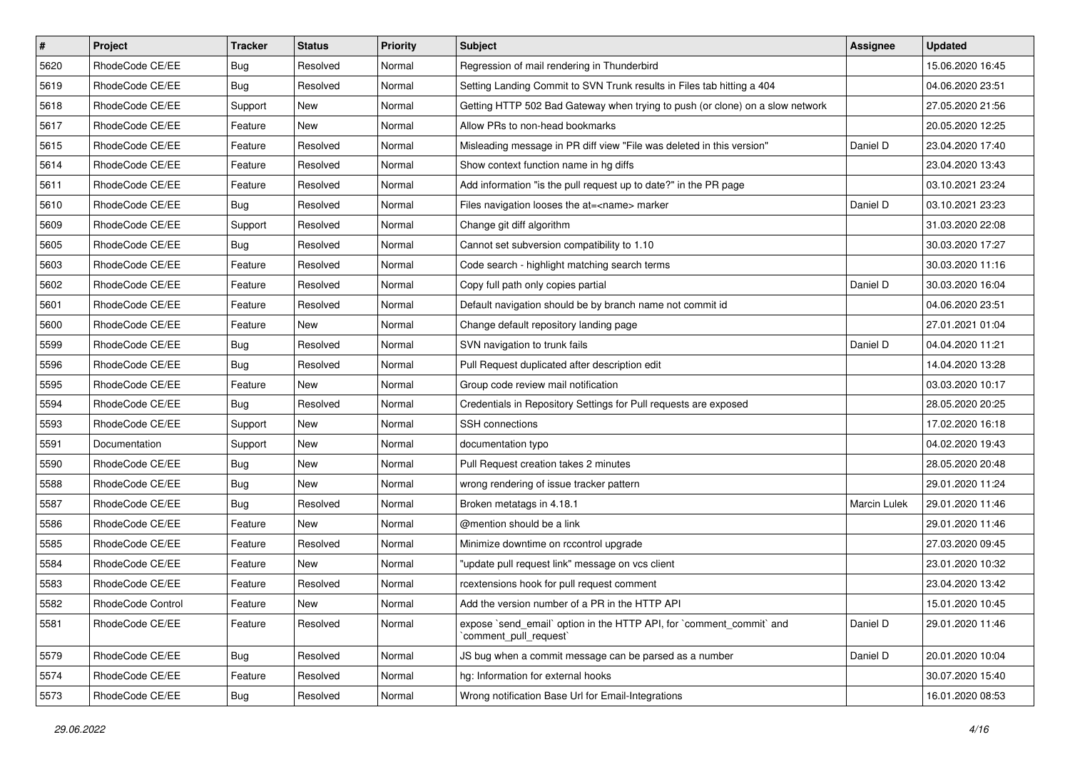| # | Project | Tracker | Status | Priority | Subject | Assignee | Updated |
|---|---|---|---|---|---|---|---|
| 5620 | RhodeCode CE/EE | Bug | Resolved | Normal | Regression of mail rendering in Thunderbird | | 15.06.2020 16:45 |
| 5619 | RhodeCode CE/EE | Bug | Resolved | Normal | Setting Landing Commit to SVN Trunk results in Files tab hitting a 404 | | 04.06.2020 23:51 |
| 5618 | RhodeCode CE/EE | Support | New | Normal | Getting HTTP 502 Bad Gateway when trying to push (or clone) on a slow network | | 27.05.2020 21:56 |
| 5617 | RhodeCode CE/EE | Feature | New | Normal | Allow PRs to non-head bookmarks | | 20.05.2020 12:25 |
| 5615 | RhodeCode CE/EE | Feature | Resolved | Normal | Misleading message in PR diff view "File was deleted in this version" | Daniel D | 23.04.2020 17:40 |
| 5614 | RhodeCode CE/EE | Feature | Resolved | Normal | Show context function name in hg diffs | | 23.04.2020 13:43 |
| 5611 | RhodeCode CE/EE | Feature | Resolved | Normal | Add information "is the pull request up to date?" in the PR page | | 03.10.2021 23:24 |
| 5610 | RhodeCode CE/EE | Bug | Resolved | Normal | Files navigation looses the at=<name> marker | Daniel D | 03.10.2021 23:23 |
| 5609 | RhodeCode CE/EE | Support | Resolved | Normal | Change git diff algorithm | | 31.03.2020 22:08 |
| 5605 | RhodeCode CE/EE | Bug | Resolved | Normal | Cannot set subversion compatibility to 1.10 | | 30.03.2020 17:27 |
| 5603 | RhodeCode CE/EE | Feature | Resolved | Normal | Code search - highlight matching search terms | | 30.03.2020 11:16 |
| 5602 | RhodeCode CE/EE | Feature | Resolved | Normal | Copy full path only copies partial | Daniel D | 30.03.2020 16:04 |
| 5601 | RhodeCode CE/EE | Feature | Resolved | Normal | Default navigation should be by branch name not commit id | | 04.06.2020 23:51 |
| 5600 | RhodeCode CE/EE | Feature | New | Normal | Change default repository landing page | | 27.01.2021 01:04 |
| 5599 | RhodeCode CE/EE | Bug | Resolved | Normal | SVN navigation to trunk fails | Daniel D | 04.04.2020 11:21 |
| 5596 | RhodeCode CE/EE | Bug | Resolved | Normal | Pull Request duplicated after description edit | | 14.04.2020 13:28 |
| 5595 | RhodeCode CE/EE | Feature | New | Normal | Group code review mail notification | | 03.03.2020 10:17 |
| 5594 | RhodeCode CE/EE | Bug | Resolved | Normal | Credentials in Repository Settings for Pull requests are exposed | | 28.05.2020 20:25 |
| 5593 | RhodeCode CE/EE | Support | New | Normal | SSH connections | | 17.02.2020 16:18 |
| 5591 | Documentation | Support | New | Normal | documentation typo | | 04.02.2020 19:43 |
| 5590 | RhodeCode CE/EE | Bug | New | Normal | Pull Request creation takes 2 minutes | | 28.05.2020 20:48 |
| 5588 | RhodeCode CE/EE | Bug | New | Normal | wrong rendering of issue tracker pattern | | 29.01.2020 11:24 |
| 5587 | RhodeCode CE/EE | Bug | Resolved | Normal | Broken metatags in 4.18.1 | Marcin Lulek | 29.01.2020 11:46 |
| 5586 | RhodeCode CE/EE | Feature | New | Normal | @mention should be a link | | 29.01.2020 11:46 |
| 5585 | RhodeCode CE/EE | Feature | Resolved | Normal | Minimize downtime on rccontrol upgrade | | 27.03.2020 09:45 |
| 5584 | RhodeCode CE/EE | Feature | New | Normal | "update pull request link" message on vcs client | | 23.01.2020 10:32 |
| 5583 | RhodeCode CE/EE | Feature | Resolved | Normal | rcextensions hook for pull request comment | | 23.04.2020 13:42 |
| 5582 | RhodeCode Control | Feature | New | Normal | Add the version number of a PR in the HTTP API | | 15.01.2020 10:45 |
| 5581 | RhodeCode CE/EE | Feature | Resolved | Normal | expose `send_email` option in the HTTP API, for `comment_commit` and `comment_pull_request` | Daniel D | 29.01.2020 11:46 |
| 5579 | RhodeCode CE/EE | Bug | Resolved | Normal | JS bug when a commit message can be parsed as a number | Daniel D | 20.01.2020 10:04 |
| 5574 | RhodeCode CE/EE | Feature | Resolved | Normal | hg: Information for external hooks | | 30.07.2020 15:40 |
| 5573 | RhodeCode CE/EE | Bug | Resolved | Normal | Wrong notification Base Url for Email-Integrations | | 16.01.2020 08:53 |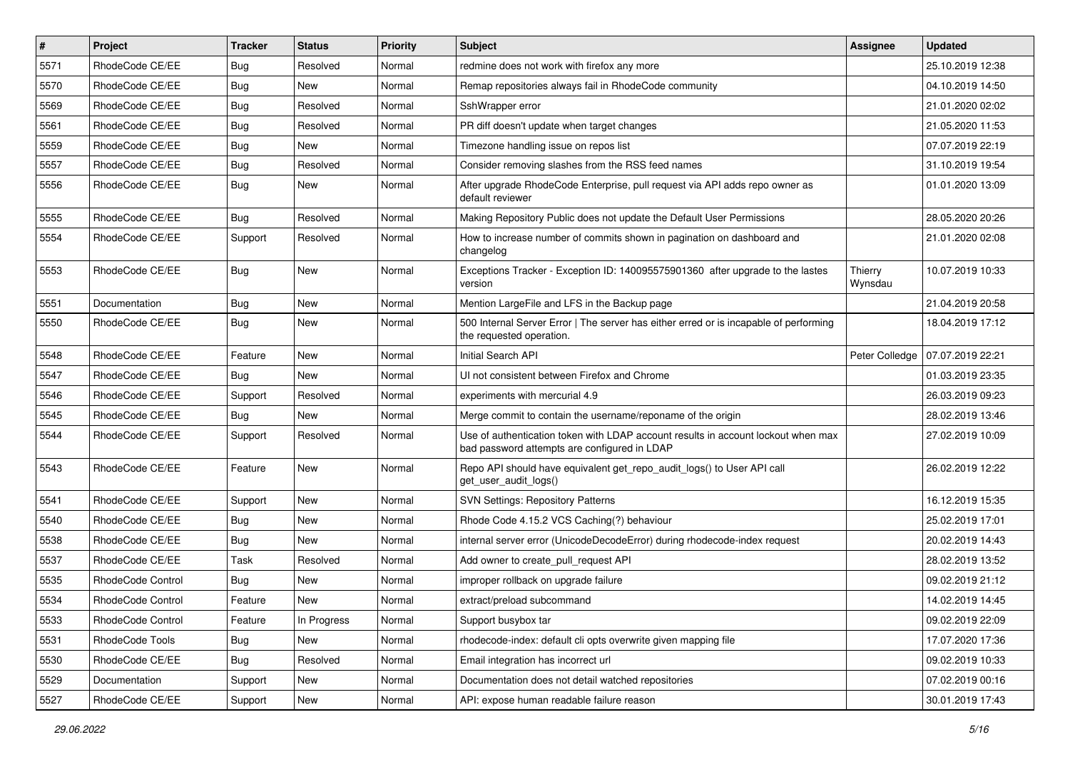| # | Project | Tracker | Status | Priority | Subject | Assignee | Updated |
|---|---|---|---|---|---|---|---|
| 5571 | RhodeCode CE/EE | Bug | Resolved | Normal | redmine does not work with firefox any more | | 25.10.2019 12:38 |
| 5570 | RhodeCode CE/EE | Bug | New | Normal | Remap repositories always fail in RhodeCode community | | 04.10.2019 14:50 |
| 5569 | RhodeCode CE/EE | Bug | Resolved | Normal | SshWrapper error | | 21.01.2020 02:02 |
| 5561 | RhodeCode CE/EE | Bug | Resolved | Normal | PR diff doesn't update when target changes | | 21.05.2020 11:53 |
| 5559 | RhodeCode CE/EE | Bug | New | Normal | Timezone handling issue on repos list | | 07.07.2019 22:19 |
| 5557 | RhodeCode CE/EE | Bug | Resolved | Normal | Consider removing slashes from the RSS feed names | | 31.10.2019 19:54 |
| 5556 | RhodeCode CE/EE | Bug | New | Normal | After upgrade RhodeCode Enterprise, pull request via API adds repo owner as default reviewer | | 01.01.2020 13:09 |
| 5555 | RhodeCode CE/EE | Bug | Resolved | Normal | Making Repository Public does not update the Default User Permissions | | 28.05.2020 20:26 |
| 5554 | RhodeCode CE/EE | Support | Resolved | Normal | How to increase number of commits shown in pagination on dashboard and changelog | | 21.01.2020 02:08 |
| 5553 | RhodeCode CE/EE | Bug | New | Normal | Exceptions Tracker - Exception ID: 140095575901360 after upgrade to the lastes version | Thierry Wynsdau | 10.07.2019 10:33 |
| 5551 | Documentation | Bug | New | Normal | Mention LargeFile and LFS in the Backup page | | 21.04.2019 20:58 |
| 5550 | RhodeCode CE/EE | Bug | New | Normal | 500 Internal Server Error \| The server has either erred or is incapable of performing the requested operation. | | 18.04.2019 17:12 |
| 5548 | RhodeCode CE/EE | Feature | New | Normal | Initial Search API | Peter Colledge | 07.07.2019 22:21 |
| 5547 | RhodeCode CE/EE | Bug | New | Normal | UI not consistent between Firefox and Chrome | | 01.03.2019 23:35 |
| 5546 | RhodeCode CE/EE | Support | Resolved | Normal | experiments with mercurial 4.9 | | 26.03.2019 09:23 |
| 5545 | RhodeCode CE/EE | Bug | New | Normal | Merge commit to contain the username/reponame of the origin | | 28.02.2019 13:46 |
| 5544 | RhodeCode CE/EE | Support | Resolved | Normal | Use of authentication token with LDAP account results in account lockout when max bad password attempts are configured in LDAP | | 27.02.2019 10:09 |
| 5543 | RhodeCode CE/EE | Feature | New | Normal | Repo API should have equivalent get_repo_audit_logs() to User API call get_user_audit_logs() | | 26.02.2019 12:22 |
| 5541 | RhodeCode CE/EE | Support | New | Normal | SVN Settings: Repository Patterns | | 16.12.2019 15:35 |
| 5540 | RhodeCode CE/EE | Bug | New | Normal | Rhode Code 4.15.2 VCS Caching(?) behaviour | | 25.02.2019 17:01 |
| 5538 | RhodeCode CE/EE | Bug | New | Normal | internal server error (UnicodeDecodeError) during rhodecode-index request | | 20.02.2019 14:43 |
| 5537 | RhodeCode CE/EE | Task | Resolved | Normal | Add owner to create_pull_request API | | 28.02.2019 13:52 |
| 5535 | RhodeCode Control | Bug | New | Normal | improper rollback on upgrade failure | | 09.02.2019 21:12 |
| 5534 | RhodeCode Control | Feature | New | Normal | extract/preload subcommand | | 14.02.2019 14:45 |
| 5533 | RhodeCode Control | Feature | In Progress | Normal | Support busybox tar | | 09.02.2019 22:09 |
| 5531 | RhodeCode Tools | Bug | New | Normal | rhodecode-index: default cli opts overwrite given mapping file | | 17.07.2020 17:36 |
| 5530 | RhodeCode CE/EE | Bug | Resolved | Normal | Email integration has incorrect url | | 09.02.2019 10:33 |
| 5529 | Documentation | Support | New | Normal | Documentation does not detail watched repositories | | 07.02.2019 00:16 |
| 5527 | RhodeCode CE/EE | Support | New | Normal | API: expose human readable failure reason | | 30.01.2019 17:43 |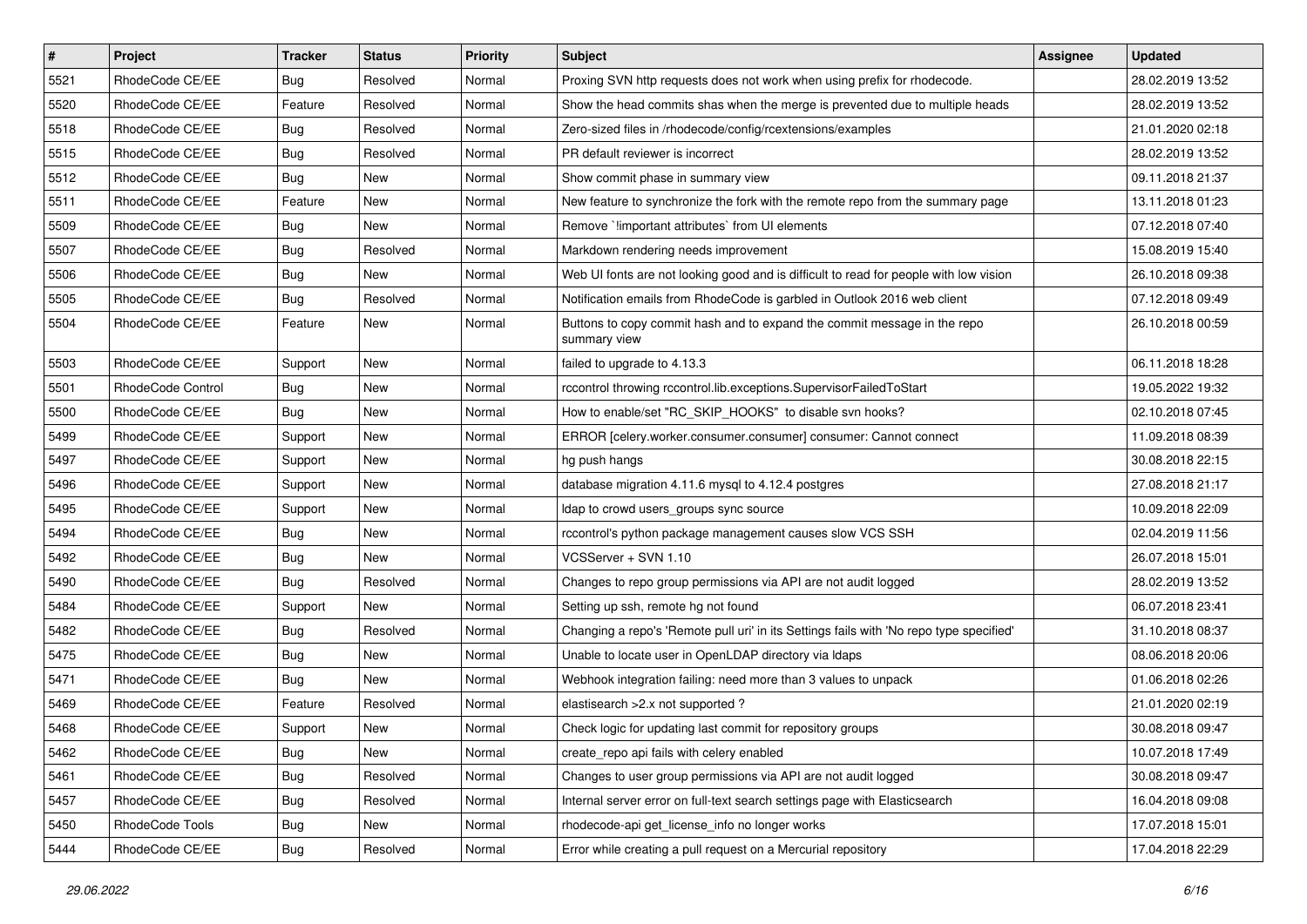| # | Project | Tracker | Status | Priority | Subject | Assignee | Updated |
|---|---|---|---|---|---|---|---|
| 5521 | RhodeCode CE/EE | Bug | Resolved | Normal | Proxing SVN http requests does not work when using prefix for rhodecode. | | 28.02.2019 13:52 |
| 5520 | RhodeCode CE/EE | Feature | Resolved | Normal | Show the head commits shas when the merge is prevented due to multiple heads | | 28.02.2019 13:52 |
| 5518 | RhodeCode CE/EE | Bug | Resolved | Normal | Zero-sized files in /rhodecode/config/rcextensions/examples | | 21.01.2020 02:18 |
| 5515 | RhodeCode CE/EE | Bug | Resolved | Normal | PR default reviewer is incorrect | | 28.02.2019 13:52 |
| 5512 | RhodeCode CE/EE | Bug | New | Normal | Show commit phase in summary view | | 09.11.2018 21:37 |
| 5511 | RhodeCode CE/EE | Feature | New | Normal | New feature to synchronize the fork with the remote repo from the summary page | | 13.11.2018 01:23 |
| 5509 | RhodeCode CE/EE | Bug | New | Normal | Remove `!important attributes` from UI elements | | 07.12.2018 07:40 |
| 5507 | RhodeCode CE/EE | Bug | Resolved | Normal | Markdown rendering needs improvement | | 15.08.2019 15:40 |
| 5506 | RhodeCode CE/EE | Bug | New | Normal | Web UI fonts are not looking good and is difficult to read for people with low vision | | 26.10.2018 09:38 |
| 5505 | RhodeCode CE/EE | Bug | Resolved | Normal | Notification emails from RhodeCode is garbled in Outlook 2016 web client | | 07.12.2018 09:49 |
| 5504 | RhodeCode CE/EE | Feature | New | Normal | Buttons to copy commit hash and to expand the commit message in the repo summary view | | 26.10.2018 00:59 |
| 5503 | RhodeCode CE/EE | Support | New | Normal | failed to upgrade to 4.13.3 | | 06.11.2018 18:28 |
| 5501 | RhodeCode Control | Bug | New | Normal | rccontrol throwing rccontrol.lib.exceptions.SupervisorFailedToStart | | 19.05.2022 19:32 |
| 5500 | RhodeCode CE/EE | Bug | New | Normal | How to enable/set "RC_SKIP_HOOKS" to disable svn hooks? | | 02.10.2018 07:45 |
| 5499 | RhodeCode CE/EE | Support | New | Normal | ERROR [celery.worker.consumer.consumer] consumer: Cannot connect | | 11.09.2018 08:39 |
| 5497 | RhodeCode CE/EE | Support | New | Normal | hg push hangs | | 30.08.2018 22:15 |
| 5496 | RhodeCode CE/EE | Support | New | Normal | database migration 4.11.6 mysql to 4.12.4 postgres | | 27.08.2018 21:17 |
| 5495 | RhodeCode CE/EE | Support | New | Normal | ldap to crowd users_groups sync source | | 10.09.2018 22:09 |
| 5494 | RhodeCode CE/EE | Bug | New | Normal | rccontrol's python package management causes slow VCS SSH | | 02.04.2019 11:56 |
| 5492 | RhodeCode CE/EE | Bug | New | Normal | VCSServer + SVN 1.10 | | 26.07.2018 15:01 |
| 5490 | RhodeCode CE/EE | Bug | Resolved | Normal | Changes to repo group permissions via API are not audit logged | | 28.02.2019 13:52 |
| 5484 | RhodeCode CE/EE | Support | New | Normal | Setting up ssh, remote hg not found | | 06.07.2018 23:41 |
| 5482 | RhodeCode CE/EE | Bug | Resolved | Normal | Changing a repo's 'Remote pull uri' in its Settings fails with 'No repo type specified' | | 31.10.2018 08:37 |
| 5475 | RhodeCode CE/EE | Bug | New | Normal | Unable to locate user in OpenLDAP directory via ldaps | | 08.06.2018 20:06 |
| 5471 | RhodeCode CE/EE | Bug | New | Normal | Webhook integration failing: need more than 3 values to unpack | | 01.06.2018 02:26 |
| 5469 | RhodeCode CE/EE | Feature | Resolved | Normal | elastisearch >2.x not supported ? | | 21.01.2020 02:19 |
| 5468 | RhodeCode CE/EE | Support | New | Normal | Check logic for updating last commit for repository groups | | 30.08.2018 09:47 |
| 5462 | RhodeCode CE/EE | Bug | New | Normal | create_repo api fails with celery enabled | | 10.07.2018 17:49 |
| 5461 | RhodeCode CE/EE | Bug | Resolved | Normal | Changes to user group permissions via API are not audit logged | | 30.08.2018 09:47 |
| 5457 | RhodeCode CE/EE | Bug | Resolved | Normal | Internal server error on full-text search settings page with Elasticsearch | | 16.04.2018 09:08 |
| 5450 | RhodeCode Tools | Bug | New | Normal | rhodecode-api get_license_info no longer works | | 17.07.2018 15:01 |
| 5444 | RhodeCode CE/EE | Bug | Resolved | Normal | Error while creating a pull request on a Mercurial repository | | 17.04.2018 22:29 |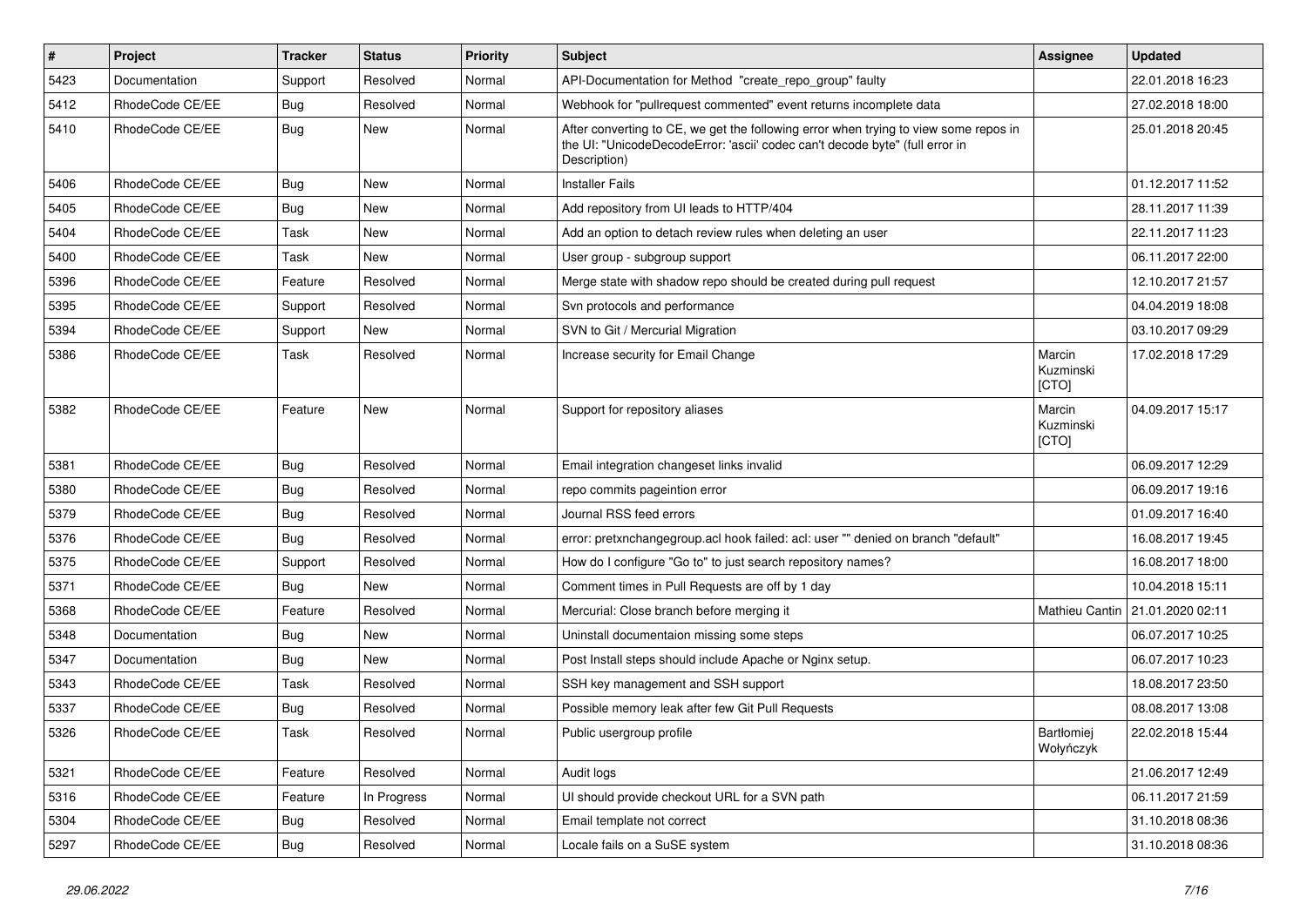| # | Project | Tracker | Status | Priority | Subject | Assignee | Updated |
|---|---|---|---|---|---|---|---|
| 5423 | Documentation | Support | Resolved | Normal | API-Documentation for Method "create_repo_group" faulty | | 22.01.2018 16:23 |
| 5412 | RhodeCode CE/EE | Bug | Resolved | Normal | Webhook for "pullrequest commented" event returns incomplete data | | 27.02.2018 18:00 |
| 5410 | RhodeCode CE/EE | Bug | New | Normal | After converting to CE, we get the following error when trying to view some repos in the UI: "UnicodeDecodeError: 'ascii' codec can't decode byte" (full error in Description) | | 25.01.2018 20:45 |
| 5406 | RhodeCode CE/EE | Bug | New | Normal | Installer Fails | | 01.12.2017 11:52 |
| 5405 | RhodeCode CE/EE | Bug | New | Normal | Add repository from UI leads to HTTP/404 | | 28.11.2017 11:39 |
| 5404 | RhodeCode CE/EE | Task | New | Normal | Add an option to detach review rules when deleting an user | | 22.11.2017 11:23 |
| 5400 | RhodeCode CE/EE | Task | New | Normal | User group - subgroup support | | 06.11.2017 22:00 |
| 5396 | RhodeCode CE/EE | Feature | Resolved | Normal | Merge state with shadow repo should be created during pull request | | 12.10.2017 21:57 |
| 5395 | RhodeCode CE/EE | Support | Resolved | Normal | Svn protocols and performance | | 04.04.2019 18:08 |
| 5394 | RhodeCode CE/EE | Support | New | Normal | SVN to Git / Mercurial Migration | | 03.10.2017 09:29 |
| 5386 | RhodeCode CE/EE | Task | Resolved | Normal | Increase security for Email Change | Marcin Kuzminski [CTO] | 17.02.2018 17:29 |
| 5382 | RhodeCode CE/EE | Feature | New | Normal | Support for repository aliases | Marcin Kuzminski [CTO] | 04.09.2017 15:17 |
| 5381 | RhodeCode CE/EE | Bug | Resolved | Normal | Email integration changeset links invalid | | 06.09.2017 12:29 |
| 5380 | RhodeCode CE/EE | Bug | Resolved | Normal | repo commits pageintion error | | 06.09.2017 19:16 |
| 5379 | RhodeCode CE/EE | Bug | Resolved | Normal | Journal RSS feed errors | | 01.09.2017 16:40 |
| 5376 | RhodeCode CE/EE | Bug | Resolved | Normal | error: pretxnchangegroup.acl hook failed: acl: user "" denied on branch "default" | | 16.08.2017 19:45 |
| 5375 | RhodeCode CE/EE | Support | Resolved | Normal | How do I configure "Go to" to just search repository names? | | 16.08.2017 18:00 |
| 5371 | RhodeCode CE/EE | Bug | New | Normal | Comment times in Pull Requests are off by 1 day | | 10.04.2018 15:11 |
| 5368 | RhodeCode CE/EE | Feature | Resolved | Normal | Mercurial: Close branch before merging it | Mathieu Cantin | 21.01.2020 02:11 |
| 5348 | Documentation | Bug | New | Normal | Uninstall documentaion missing some steps | | 06.07.2017 10:25 |
| 5347 | Documentation | Bug | New | Normal | Post Install steps should include Apache or Nginx setup. | | 06.07.2017 10:23 |
| 5343 | RhodeCode CE/EE | Task | Resolved | Normal | SSH key management and SSH support | | 18.08.2017 23:50 |
| 5337 | RhodeCode CE/EE | Bug | Resolved | Normal | Possible memory leak after few Git Pull Requests | | 08.08.2017 13:08 |
| 5326 | RhodeCode CE/EE | Task | Resolved | Normal | Public usergroup profile | Bartłomiej Wołyńczyk | 22.02.2018 15:44 |
| 5321 | RhodeCode CE/EE | Feature | Resolved | Normal | Audit logs | | 21.06.2017 12:49 |
| 5316 | RhodeCode CE/EE | Feature | In Progress | Normal | UI should provide checkout URL for a SVN path | | 06.11.2017 21:59 |
| 5304 | RhodeCode CE/EE | Bug | Resolved | Normal | Email template not correct | | 31.10.2018 08:36 |
| 5297 | RhodeCode CE/EE | Bug | Resolved | Normal | Locale fails on a SuSE system | | 31.10.2018 08:36 |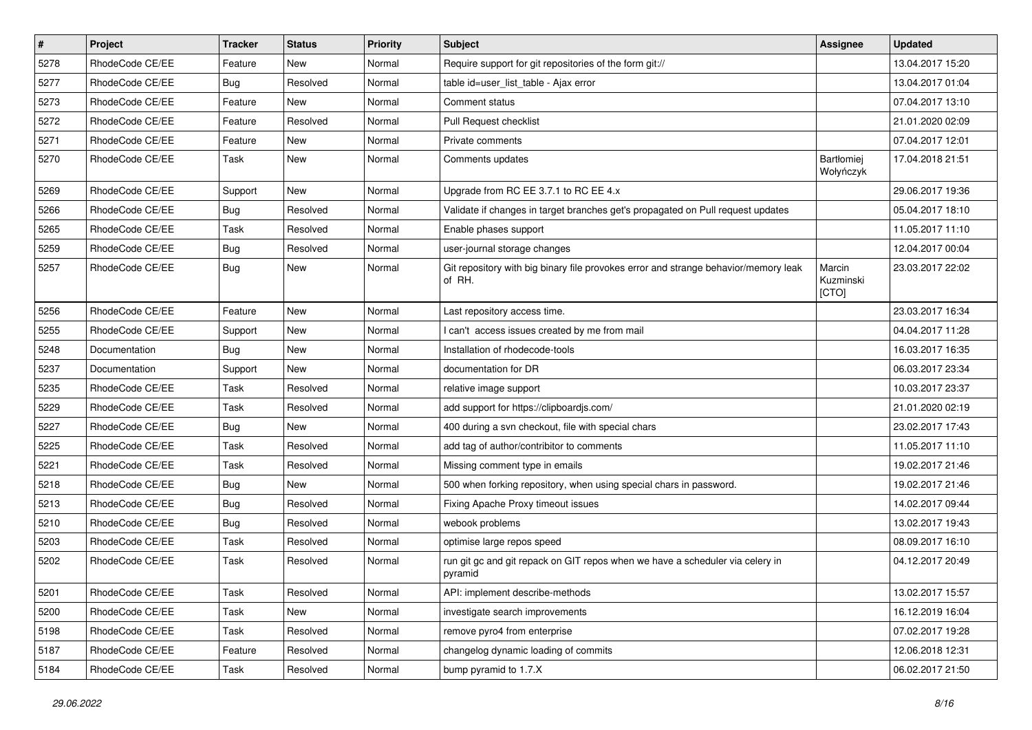| # | Project | Tracker | Status | Priority | Subject | Assignee | Updated |
| --- | --- | --- | --- | --- | --- | --- | --- |
| 5278 | RhodeCode CE/EE | Feature | New | Normal | Require support for git repositories of the form git:// |  | 13.04.2017 15:20 |
| 5277 | RhodeCode CE/EE | Bug | Resolved | Normal | table id=user_list_table - Ajax error |  | 13.04.2017 01:04 |
| 5273 | RhodeCode CE/EE | Feature | New | Normal | Comment status |  | 07.04.2017 13:10 |
| 5272 | RhodeCode CE/EE | Feature | Resolved | Normal | Pull Request checklist |  | 21.01.2020 02:09 |
| 5271 | RhodeCode CE/EE | Feature | New | Normal | Private comments |  | 07.04.2017 12:01 |
| 5270 | RhodeCode CE/EE | Task | New | Normal | Comments updates | Bartłomiej Wołyńczyk | 17.04.2018 21:51 |
| 5269 | RhodeCode CE/EE | Support | New | Normal | Upgrade from RC EE 3.7.1 to RC EE 4.x |  | 29.06.2017 19:36 |
| 5266 | RhodeCode CE/EE | Bug | Resolved | Normal | Validate if changes in target branches get's propagated on Pull request updates |  | 05.04.2017 18:10 |
| 5265 | RhodeCode CE/EE | Task | Resolved | Normal | Enable phases support |  | 11.05.2017 11:10 |
| 5259 | RhodeCode CE/EE | Bug | Resolved | Normal | user-journal storage changes |  | 12.04.2017 00:04 |
| 5257 | RhodeCode CE/EE | Bug | New | Normal | Git repository with big binary file provokes error and strange behavior/memory leak of RH. | Marcin Kuzminski [CTO] | 23.03.2017 22:02 |
| 5256 | RhodeCode CE/EE | Feature | New | Normal | Last repository access time. |  | 23.03.2017 16:34 |
| 5255 | RhodeCode CE/EE | Support | New | Normal | I can't access issues created by me from mail |  | 04.04.2017 11:28 |
| 5248 | Documentation | Bug | New | Normal | Installation of rhodecode-tools |  | 16.03.2017 16:35 |
| 5237 | Documentation | Support | New | Normal | documentation for DR |  | 06.03.2017 23:34 |
| 5235 | RhodeCode CE/EE | Task | Resolved | Normal | relative image support |  | 10.03.2017 23:37 |
| 5229 | RhodeCode CE/EE | Task | Resolved | Normal | add support for https://clipboardjs.com/ |  | 21.01.2020 02:19 |
| 5227 | RhodeCode CE/EE | Bug | New | Normal | 400 during a svn checkout, file with special chars |  | 23.02.2017 17:43 |
| 5225 | RhodeCode CE/EE | Task | Resolved | Normal | add tag of author/contribitor to comments |  | 11.05.2017 11:10 |
| 5221 | RhodeCode CE/EE | Task | Resolved | Normal | Missing comment type in emails |  | 19.02.2017 21:46 |
| 5218 | RhodeCode CE/EE | Bug | New | Normal | 500 when forking repository, when using special chars in password. |  | 19.02.2017 21:46 |
| 5213 | RhodeCode CE/EE | Bug | Resolved | Normal | Fixing Apache Proxy timeout issues |  | 14.02.2017 09:44 |
| 5210 | RhodeCode CE/EE | Bug | Resolved | Normal | webook problems |  | 13.02.2017 19:43 |
| 5203 | RhodeCode CE/EE | Task | Resolved | Normal | optimise large repos speed |  | 08.09.2017 16:10 |
| 5202 | RhodeCode CE/EE | Task | Resolved | Normal | run git gc and git repack on GIT repos when we have a scheduler via celery in pyramid |  | 04.12.2017 20:49 |
| 5201 | RhodeCode CE/EE | Task | Resolved | Normal | API: implement describe-methods |  | 13.02.2017 15:57 |
| 5200 | RhodeCode CE/EE | Task | New | Normal | investigate search improvements |  | 16.12.2019 16:04 |
| 5198 | RhodeCode CE/EE | Task | Resolved | Normal | remove pyro4 from enterprise |  | 07.02.2017 19:28 |
| 5187 | RhodeCode CE/EE | Feature | Resolved | Normal | changelog dynamic loading of commits |  | 12.06.2018 12:31 |
| 5184 | RhodeCode CE/EE | Task | Resolved | Normal | bump pyramid to 1.7.X |  | 06.02.2017 21:50 |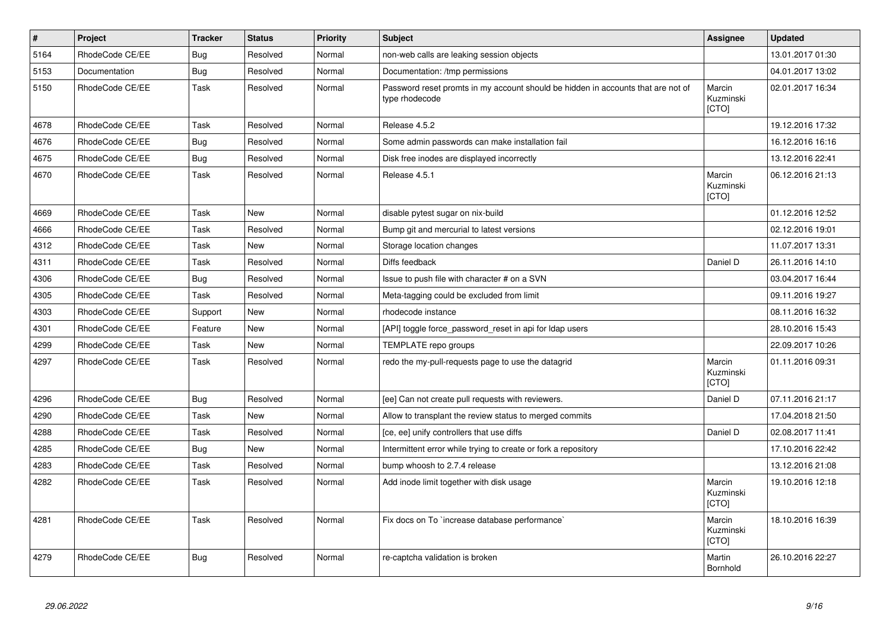| # | Project | Tracker | Status | Priority | Subject | Assignee | Updated |
|---|---|---|---|---|---|---|---|
| 5164 | RhodeCode CE/EE | Bug | Resolved | Normal | non-web calls are leaking session objects | | 13.01.2017 01:30 |
| 5153 | Documentation | Bug | Resolved | Normal | Documentation: /tmp permissions | | 04.01.2017 13:02 |
| 5150 | RhodeCode CE/EE | Task | Resolved | Normal | Password reset promts in my account should be hidden in accounts that are not of type rhodecode | Marcin Kuzminski [CTO] | 02.01.2017 16:34 |
| 4678 | RhodeCode CE/EE | Task | Resolved | Normal | Release 4.5.2 | | 19.12.2016 17:32 |
| 4676 | RhodeCode CE/EE | Bug | Resolved | Normal | Some admin passwords can make installation fail | | 16.12.2016 16:16 |
| 4675 | RhodeCode CE/EE | Bug | Resolved | Normal | Disk free inodes are displayed incorrectly | | 13.12.2016 22:41 |
| 4670 | RhodeCode CE/EE | Task | Resolved | Normal | Release 4.5.1 | Marcin Kuzminski [CTO] | 06.12.2016 21:13 |
| 4669 | RhodeCode CE/EE | Task | New | Normal | disable pytest sugar on nix-build | | 01.12.2016 12:52 |
| 4666 | RhodeCode CE/EE | Task | Resolved | Normal | Bump git and mercurial to latest versions | | 02.12.2016 19:01 |
| 4312 | RhodeCode CE/EE | Task | New | Normal | Storage location changes | | 11.07.2017 13:31 |
| 4311 | RhodeCode CE/EE | Task | Resolved | Normal | Diffs feedback | Daniel D | 26.11.2016 14:10 |
| 4306 | RhodeCode CE/EE | Bug | Resolved | Normal | Issue to push file with character # on a SVN | | 03.04.2017 16:44 |
| 4305 | RhodeCode CE/EE | Task | Resolved | Normal | Meta-tagging could be excluded from limit | | 09.11.2016 19:27 |
| 4303 | RhodeCode CE/EE | Support | New | Normal | rhodecode instance | | 08.11.2016 16:32 |
| 4301 | RhodeCode CE/EE | Feature | New | Normal | [API] toggle force_password_reset in api for ldap users | | 28.10.2016 15:43 |
| 4299 | RhodeCode CE/EE | Task | New | Normal | TEMPLATE repo groups | | 22.09.2017 10:26 |
| 4297 | RhodeCode CE/EE | Task | Resolved | Normal | redo the my-pull-requests page to use the datagrid | Marcin Kuzminski [CTO] | 01.11.2016 09:31 |
| 4296 | RhodeCode CE/EE | Bug | Resolved | Normal | [ee] Can not create pull requests with reviewers. | Daniel D | 07.11.2016 21:17 |
| 4290 | RhodeCode CE/EE | Task | New | Normal | Allow to transplant the review status to merged commits | | 17.04.2018 21:50 |
| 4288 | RhodeCode CE/EE | Task | Resolved | Normal | [ce, ee] unify controllers that use diffs | Daniel D | 02.08.2017 11:41 |
| 4285 | RhodeCode CE/EE | Bug | New | Normal | Intermittent error while trying to create or fork a repository | | 17.10.2016 22:42 |
| 4283 | RhodeCode CE/EE | Task | Resolved | Normal | bump whoosh to 2.7.4 release | | 13.12.2016 21:08 |
| 4282 | RhodeCode CE/EE | Task | Resolved | Normal | Add inode limit together with disk usage | Marcin Kuzminski [CTO] | 19.10.2016 12:18 |
| 4281 | RhodeCode CE/EE | Task | Resolved | Normal | Fix docs on To `increase database performance` | Marcin Kuzminski [CTO] | 18.10.2016 16:39 |
| 4279 | RhodeCode CE/EE | Bug | Resolved | Normal | re-captcha validation is broken | Martin Bornhold | 26.10.2016 22:27 |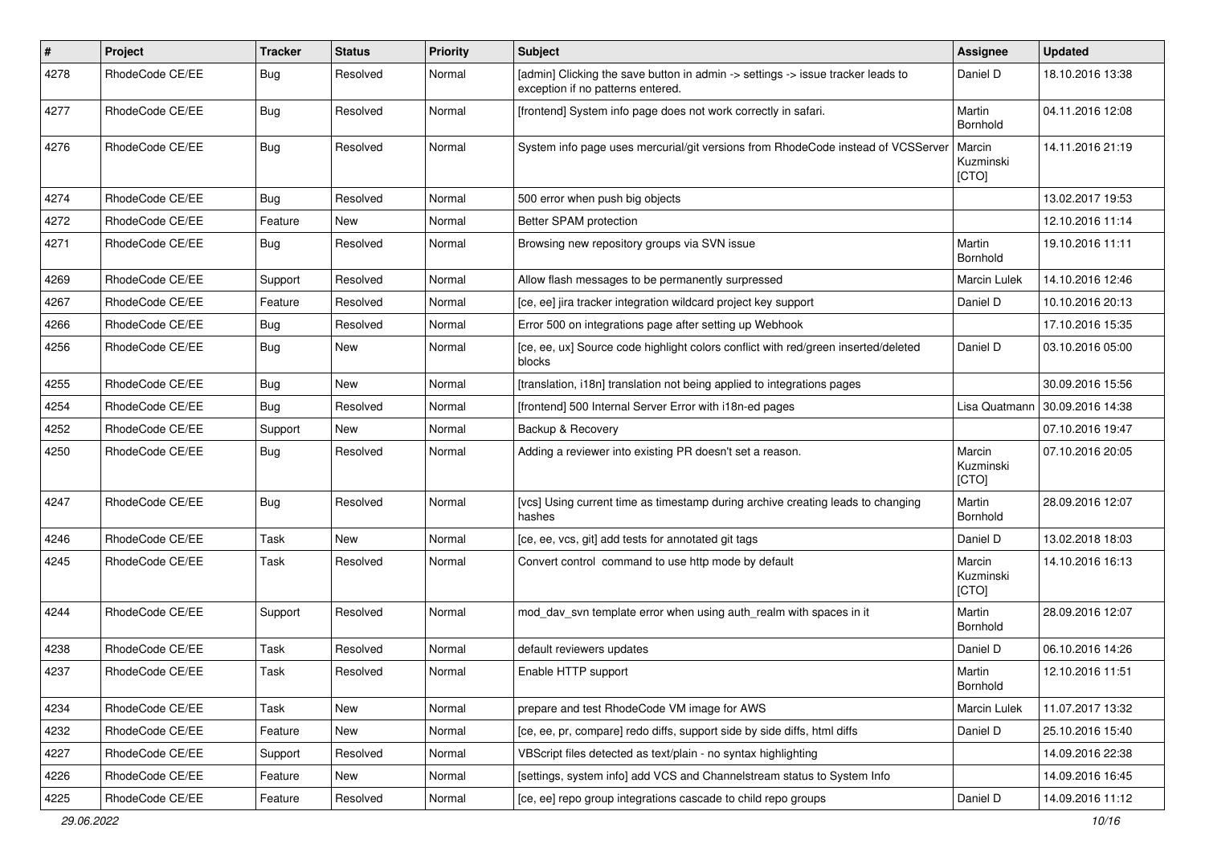| # | Project | Tracker | Status | Priority | Subject | Assignee | Updated |
|---|---|---|---|---|---|---|---|
| 4278 | RhodeCode CE/EE | Bug | Resolved | Normal | [admin] Clicking the save button in admin -> settings -> issue tracker leads to exception if no patterns entered. | Daniel D | 18.10.2016 13:38 |
| 4277 | RhodeCode CE/EE | Bug | Resolved | Normal | [frontend] System info page does not work correctly in safari. | Martin Bornhold | 04.11.2016 12:08 |
| 4276 | RhodeCode CE/EE | Bug | Resolved | Normal | System info page uses mercurial/git versions from RhodeCode instead of VCSServer | Marcin Kuzminski [CTO] | 14.11.2016 21:19 |
| 4274 | RhodeCode CE/EE | Bug | Resolved | Normal | 500 error when push big objects | | 13.02.2017 19:53 |
| 4272 | RhodeCode CE/EE | Feature | New | Normal | Better SPAM protection | | 12.10.2016 11:14 |
| 4271 | RhodeCode CE/EE | Bug | Resolved | Normal | Browsing new repository groups via SVN issue | Martin Bornhold | 19.10.2016 11:11 |
| 4269 | RhodeCode CE/EE | Support | Resolved | Normal | Allow flash messages to be permanently surpressed | Marcin Lulek | 14.10.2016 12:46 |
| 4267 | RhodeCode CE/EE | Feature | Resolved | Normal | [ce, ee] jira tracker integration wildcard project key support | Daniel D | 10.10.2016 20:13 |
| 4266 | RhodeCode CE/EE | Bug | Resolved | Normal | Error 500 on integrations page after setting up Webhook | | 17.10.2016 15:35 |
| 4256 | RhodeCode CE/EE | Bug | New | Normal | [ce, ee, ux] Source code highlight colors conflict with red/green inserted/deleted blocks | Daniel D | 03.10.2016 05:00 |
| 4255 | RhodeCode CE/EE | Bug | New | Normal | [translation, i18n] translation not being applied to integrations pages | | 30.09.2016 15:56 |
| 4254 | RhodeCode CE/EE | Bug | Resolved | Normal | [frontend] 500 Internal Server Error with i18n-ed pages | Lisa Quatmann | 30.09.2016 14:38 |
| 4252 | RhodeCode CE/EE | Support | New | Normal | Backup & Recovery | | 07.10.2016 19:47 |
| 4250 | RhodeCode CE/EE | Bug | Resolved | Normal | Adding a reviewer into existing PR doesn't set a reason. | Marcin Kuzminski [CTO] | 07.10.2016 20:05 |
| 4247 | RhodeCode CE/EE | Bug | Resolved | Normal | [vcs] Using current time as timestamp during archive creating leads to changing hashes | Martin Bornhold | 28.09.2016 12:07 |
| 4246 | RhodeCode CE/EE | Task | New | Normal | [ce, ee, vcs, git] add tests for annotated git tags | Daniel D | 13.02.2018 18:03 |
| 4245 | RhodeCode CE/EE | Task | Resolved | Normal | Convert control command to use http mode by default | Marcin Kuzminski [CTO] | 14.10.2016 16:13 |
| 4244 | RhodeCode CE/EE | Support | Resolved | Normal | mod_dav_svn template error when using auth_realm with spaces in it | Martin Bornhold | 28.09.2016 12:07 |
| 4238 | RhodeCode CE/EE | Task | Resolved | Normal | default reviewers updates | Daniel D | 06.10.2016 14:26 |
| 4237 | RhodeCode CE/EE | Task | Resolved | Normal | Enable HTTP support | Martin Bornhold | 12.10.2016 11:51 |
| 4234 | RhodeCode CE/EE | Task | New | Normal | prepare and test RhodeCode VM image for AWS | Marcin Lulek | 11.07.2017 13:32 |
| 4232 | RhodeCode CE/EE | Feature | New | Normal | [ce, ee, pr, compare] redo diffs, support side by side diffs, html diffs | Daniel D | 25.10.2016 15:40 |
| 4227 | RhodeCode CE/EE | Support | Resolved | Normal | VBScript files detected as text/plain - no syntax highlighting | | 14.09.2016 22:38 |
| 4226 | RhodeCode CE/EE | Feature | New | Normal | [settings, system info] add VCS and Channelstream status to System Info | | 14.09.2016 16:45 |
| 4225 | RhodeCode CE/EE | Feature | Resolved | Normal | [ce, ee] repo group integrations cascade to child repo groups | Daniel D | 14.09.2016 11:12 |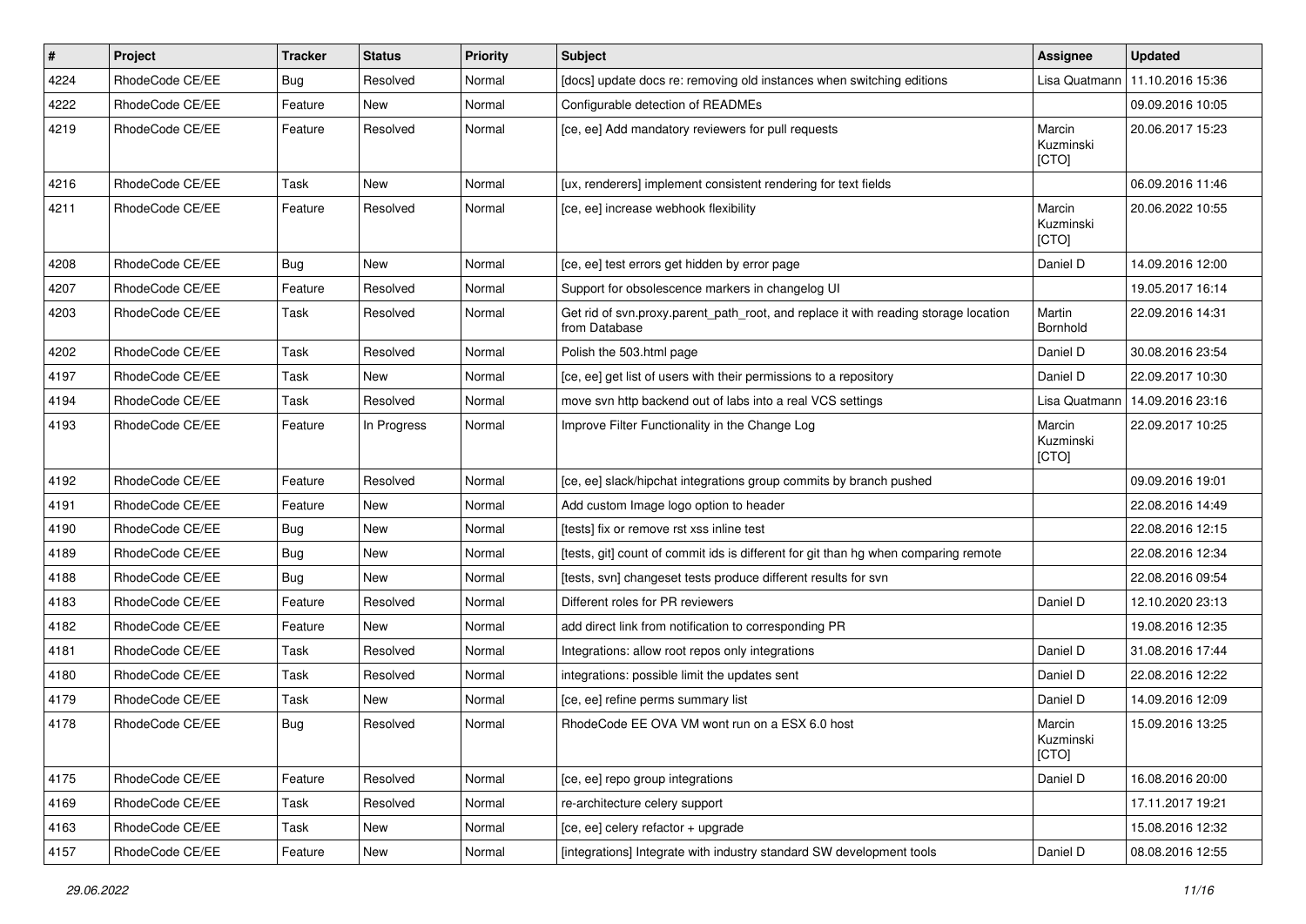| # | Project | Tracker | Status | Priority | Subject | Assignee | Updated |
|---|---|---|---|---|---|---|---|
| 4224 | RhodeCode CE/EE | Bug | Resolved | Normal | [docs] update docs re: removing old instances when switching editions | Lisa Quatmann | 11.10.2016 15:36 |
| 4222 | RhodeCode CE/EE | Feature | New | Normal | Configurable detection of READMEs | | 09.09.2016 10:05 |
| 4219 | RhodeCode CE/EE | Feature | Resolved | Normal | [ce, ee] Add mandatory reviewers for pull requests | Marcin Kuzminski [CTO] | 20.06.2017 15:23 |
| 4216 | RhodeCode CE/EE | Task | New | Normal | [ux, renderers] implement consistent rendering for text fields | | 06.09.2016 11:46 |
| 4211 | RhodeCode CE/EE | Feature | Resolved | Normal | [ce, ee] increase webhook flexibility | Marcin Kuzminski [CTO] | 20.06.2022 10:55 |
| 4208 | RhodeCode CE/EE | Bug | New | Normal | [ce, ee] test errors get hidden by error page | Daniel D | 14.09.2016 12:00 |
| 4207 | RhodeCode CE/EE | Feature | Resolved | Normal | Support for obsolescence markers in changelog UI | | 19.05.2017 16:14 |
| 4203 | RhodeCode CE/EE | Task | Resolved | Normal | Get rid of svn.proxy.parent_path_root, and replace it with reading storage location from Database | Martin Bornhold | 22.09.2016 14:31 |
| 4202 | RhodeCode CE/EE | Task | Resolved | Normal | Polish the 503.html page | Daniel D | 30.08.2016 23:54 |
| 4197 | RhodeCode CE/EE | Task | New | Normal | [ce, ee] get list of users with their permissions to a repository | Daniel D | 22.09.2017 10:30 |
| 4194 | RhodeCode CE/EE | Task | Resolved | Normal | move svn http backend out of labs into a real VCS settings | Lisa Quatmann | 14.09.2016 23:16 |
| 4193 | RhodeCode CE/EE | Feature | In Progress | Normal | Improve Filter Functionality in the Change Log | Marcin Kuzminski [CTO] | 22.09.2017 10:25 |
| 4192 | RhodeCode CE/EE | Feature | Resolved | Normal | [ce, ee] slack/hipchat integrations group commits by branch pushed | | 09.09.2016 19:01 |
| 4191 | RhodeCode CE/EE | Feature | New | Normal | Add custom Image logo option to header | | 22.08.2016 14:49 |
| 4190 | RhodeCode CE/EE | Bug | New | Normal | [tests] fix or remove rst xss inline test | | 22.08.2016 12:15 |
| 4189 | RhodeCode CE/EE | Bug | New | Normal | [tests, git] count of commit ids is different for git than hg when comparing remote | | 22.08.2016 12:34 |
| 4188 | RhodeCode CE/EE | Bug | New | Normal | [tests, svn] changeset tests produce different results for svn | | 22.08.2016 09:54 |
| 4183 | RhodeCode CE/EE | Feature | Resolved | Normal | Different roles for PR reviewers | Daniel D | 12.10.2020 23:13 |
| 4182 | RhodeCode CE/EE | Feature | New | Normal | add direct link from notification to corresponding PR | | 19.08.2016 12:35 |
| 4181 | RhodeCode CE/EE | Task | Resolved | Normal | Integrations: allow root repos only integrations | Daniel D | 31.08.2016 17:44 |
| 4180 | RhodeCode CE/EE | Task | Resolved | Normal | integrations: possible limit the updates sent | Daniel D | 22.08.2016 12:22 |
| 4179 | RhodeCode CE/EE | Task | New | Normal | [ce, ee] refine perms summary list | Daniel D | 14.09.2016 12:09 |
| 4178 | RhodeCode CE/EE | Bug | Resolved | Normal | RhodeCode EE OVA VM wont run on a ESX 6.0 host | Marcin Kuzminski [CTO] | 15.09.2016 13:25 |
| 4175 | RhodeCode CE/EE | Feature | Resolved | Normal | [ce, ee] repo group integrations | Daniel D | 16.08.2016 20:00 |
| 4169 | RhodeCode CE/EE | Task | Resolved | Normal | re-architecture celery support | | 17.11.2017 19:21 |
| 4163 | RhodeCode CE/EE | Task | New | Normal | [ce, ee] celery refactor + upgrade | | 15.08.2016 12:32 |
| 4157 | RhodeCode CE/EE | Feature | New | Normal | [integrations] Integrate with industry standard SW development tools | Daniel D | 08.08.2016 12:55 |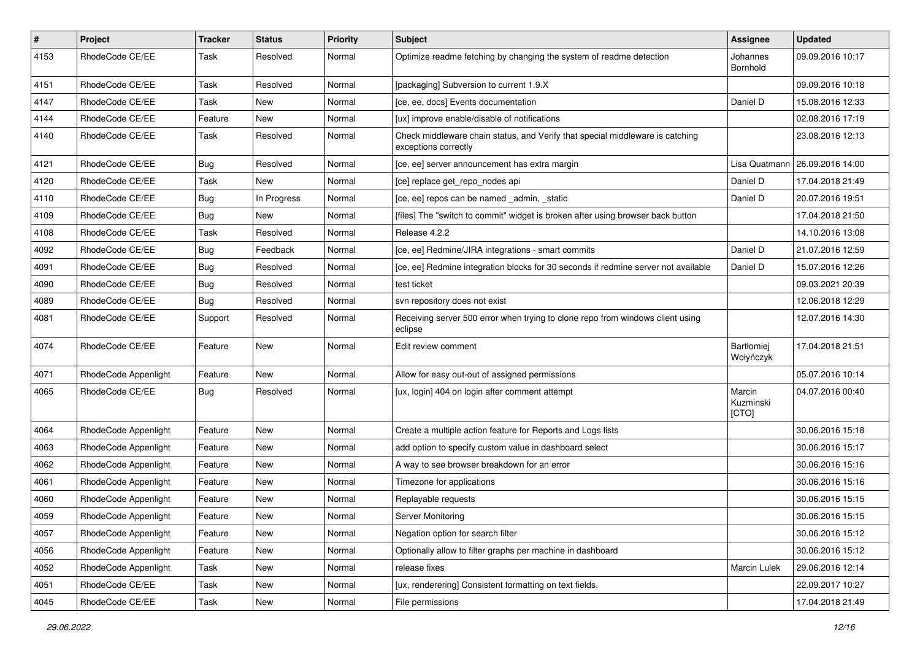| # | Project | Tracker | Status | Priority | Subject | Assignee | Updated |
|---|---|---|---|---|---|---|---|
| 4153 | RhodeCode CE/EE | Task | Resolved | Normal | Optimize readme fetching by changing the system of readme detection | Johannes Bornhold | 09.09.2016 10:17 |
| 4151 | RhodeCode CE/EE | Task | Resolved | Normal | [packaging] Subversion to current 1.9.X | | 09.09.2016 10:18 |
| 4147 | RhodeCode CE/EE | Task | New | Normal | [ce, ee, docs] Events documentation | Daniel D | 15.08.2016 12:33 |
| 4144 | RhodeCode CE/EE | Feature | New | Normal | [ux] improve enable/disable of notifications | | 02.08.2016 17:19 |
| 4140 | RhodeCode CE/EE | Task | Resolved | Normal | Check middleware chain status, and Verify that special middleware is catching exceptions correctly | | 23.08.2016 12:13 |
| 4121 | RhodeCode CE/EE | Bug | Resolved | Normal | [ce, ee] server announcement has extra margin | Lisa Quatmann | 26.09.2016 14:00 |
| 4120 | RhodeCode CE/EE | Task | New | Normal | [ce] replace get_repo_nodes api | Daniel D | 17.04.2018 21:49 |
| 4110 | RhodeCode CE/EE | Bug | In Progress | Normal | [ce, ee] repos can be named _admin, _static | Daniel D | 20.07.2016 19:51 |
| 4109 | RhodeCode CE/EE | Bug | New | Normal | [files] The "switch to commit" widget is broken after using browser back button | | 17.04.2018 21:50 |
| 4108 | RhodeCode CE/EE | Task | Resolved | Normal | Release 4.2.2 | | 14.10.2016 13:08 |
| 4092 | RhodeCode CE/EE | Bug | Feedback | Normal | [ce, ee] Redmine/JIRA integrations - smart commits | Daniel D | 21.07.2016 12:59 |
| 4091 | RhodeCode CE/EE | Bug | Resolved | Normal | [ce, ee] Redmine integration blocks for 30 seconds if redmine server not available | Daniel D | 15.07.2016 12:26 |
| 4090 | RhodeCode CE/EE | Bug | Resolved | Normal | test ticket | | 09.03.2021 20:39 |
| 4089 | RhodeCode CE/EE | Bug | Resolved | Normal | svn repository does not exist | | 12.06.2018 12:29 |
| 4081 | RhodeCode CE/EE | Support | Resolved | Normal | Receiving server 500 error when trying to clone repo from windows client using eclipse | | 12.07.2016 14:30 |
| 4074 | RhodeCode CE/EE | Feature | New | Normal | Edit review comment | Bartłomiej Wołyńczyk | 17.04.2018 21:51 |
| 4071 | RhodeCode Appenlight | Feature | New | Normal | Allow for easy out-out of assigned permissions | | 05.07.2016 10:14 |
| 4065 | RhodeCode CE/EE | Bug | Resolved | Normal | [ux, login] 404 on login after comment attempt | Marcin Kuzminski [CTO] | 04.07.2016 00:40 |
| 4064 | RhodeCode Appenlight | Feature | New | Normal | Create a multiple action feature for Reports and Logs lists | | 30.06.2016 15:18 |
| 4063 | RhodeCode Appenlight | Feature | New | Normal | add option to specify custom value in dashboard select | | 30.06.2016 15:17 |
| 4062 | RhodeCode Appenlight | Feature | New | Normal | A way to see browser breakdown for an error | | 30.06.2016 15:16 |
| 4061 | RhodeCode Appenlight | Feature | New | Normal | Timezone for applications | | 30.06.2016 15:16 |
| 4060 | RhodeCode Appenlight | Feature | New | Normal | Replayable requests | | 30.06.2016 15:15 |
| 4059 | RhodeCode Appenlight | Feature | New | Normal | Server Monitoring | | 30.06.2016 15:15 |
| 4057 | RhodeCode Appenlight | Feature | New | Normal | Negation option for search filter | | 30.06.2016 15:12 |
| 4056 | RhodeCode Appenlight | Feature | New | Normal | Optionally allow to filter graphs per machine in dashboard | | 30.06.2016 15:12 |
| 4052 | RhodeCode Appenlight | Task | New | Normal | release fixes | Marcin Lulek | 29.06.2016 12:14 |
| 4051 | RhodeCode CE/EE | Task | New | Normal | [ux, renderering] Consistent formatting on text fields. | | 22.09.2017 10:27 |
| 4045 | RhodeCode CE/EE | Task | New | Normal | File permissions | | 17.04.2018 21:49 |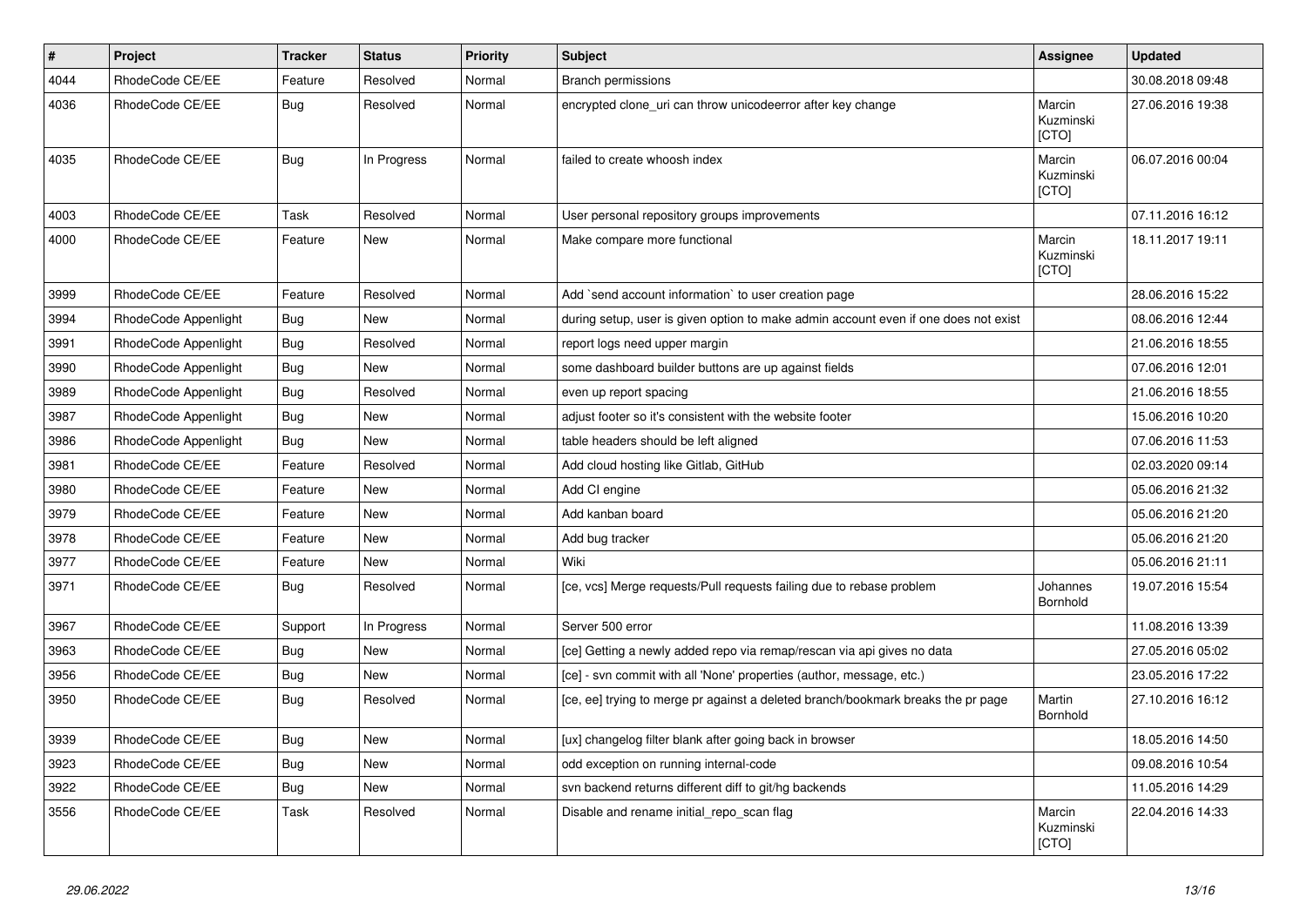| # | Project | Tracker | Status | Priority | Subject | Assignee | Updated |
|---|---|---|---|---|---|---|---|
| 4044 | RhodeCode CE/EE | Feature | Resolved | Normal | Branch permissions | | 30.08.2018 09:48 |
| 4036 | RhodeCode CE/EE | Bug | Resolved | Normal | encrypted clone_uri can throw unicodeerror after key change | Marcin Kuzminski [CTO] | 27.06.2016 19:38 |
| 4035 | RhodeCode CE/EE | Bug | In Progress | Normal | failed to create whoosh index | Marcin Kuzminski [CTO] | 06.07.2016 00:04 |
| 4003 | RhodeCode CE/EE | Task | Resolved | Normal | User personal repository groups improvements | | 07.11.2016 16:12 |
| 4000 | RhodeCode CE/EE | Feature | New | Normal | Make compare more functional | Marcin Kuzminski [CTO] | 18.11.2017 19:11 |
| 3999 | RhodeCode CE/EE | Feature | Resolved | Normal | Add `send account information` to user creation page | | 28.06.2016 15:22 |
| 3994 | RhodeCode Appenlight | Bug | New | Normal | during setup, user is given option to make admin account even if one does not exist | | 08.06.2016 12:44 |
| 3991 | RhodeCode Appenlight | Bug | Resolved | Normal | report logs need upper margin | | 21.06.2016 18:55 |
| 3990 | RhodeCode Appenlight | Bug | New | Normal | some dashboard builder buttons are up against fields | | 07.06.2016 12:01 |
| 3989 | RhodeCode Appenlight | Bug | Resolved | Normal | even up report spacing | | 21.06.2016 18:55 |
| 3987 | RhodeCode Appenlight | Bug | New | Normal | adjust footer so it's consistent with the website footer | | 15.06.2016 10:20 |
| 3986 | RhodeCode Appenlight | Bug | New | Normal | table headers should be left aligned | | 07.06.2016 11:53 |
| 3981 | RhodeCode CE/EE | Feature | Resolved | Normal | Add cloud hosting like Gitlab, GitHub | | 02.03.2020 09:14 |
| 3980 | RhodeCode CE/EE | Feature | New | Normal | Add CI engine | | 05.06.2016 21:32 |
| 3979 | RhodeCode CE/EE | Feature | New | Normal | Add kanban board | | 05.06.2016 21:20 |
| 3978 | RhodeCode CE/EE | Feature | New | Normal | Add bug tracker | | 05.06.2016 21:20 |
| 3977 | RhodeCode CE/EE | Feature | New | Normal | Wiki | | 05.06.2016 21:11 |
| 3971 | RhodeCode CE/EE | Bug | Resolved | Normal | [ce, vcs] Merge requests/Pull requests failing due to rebase problem | Johannes Bornhold | 19.07.2016 15:54 |
| 3967 | RhodeCode CE/EE | Support | In Progress | Normal | Server 500 error | | 11.08.2016 13:39 |
| 3963 | RhodeCode CE/EE | Bug | New | Normal | [ce] Getting a newly added repo via remap/rescan via api gives no data | | 27.05.2016 05:02 |
| 3956 | RhodeCode CE/EE | Bug | New | Normal | [ce] - svn commit with all 'None' properties (author, message, etc.) | | 23.05.2016 17:22 |
| 3950 | RhodeCode CE/EE | Bug | Resolved | Normal | [ce, ee] trying to merge pr against a deleted branch/bookmark breaks the pr page | Martin Bornhold | 27.10.2016 16:12 |
| 3939 | RhodeCode CE/EE | Bug | New | Normal | [ux] changelog filter blank after going back in browser | | 18.05.2016 14:50 |
| 3923 | RhodeCode CE/EE | Bug | New | Normal | odd exception on running internal-code | | 09.08.2016 10:54 |
| 3922 | RhodeCode CE/EE | Bug | New | Normal | svn backend returns different diff to git/hg backends | | 11.05.2016 14:29 |
| 3556 | RhodeCode CE/EE | Task | Resolved | Normal | Disable and rename initial_repo_scan flag | Marcin Kuzminski [CTO] | 22.04.2016 14:33 |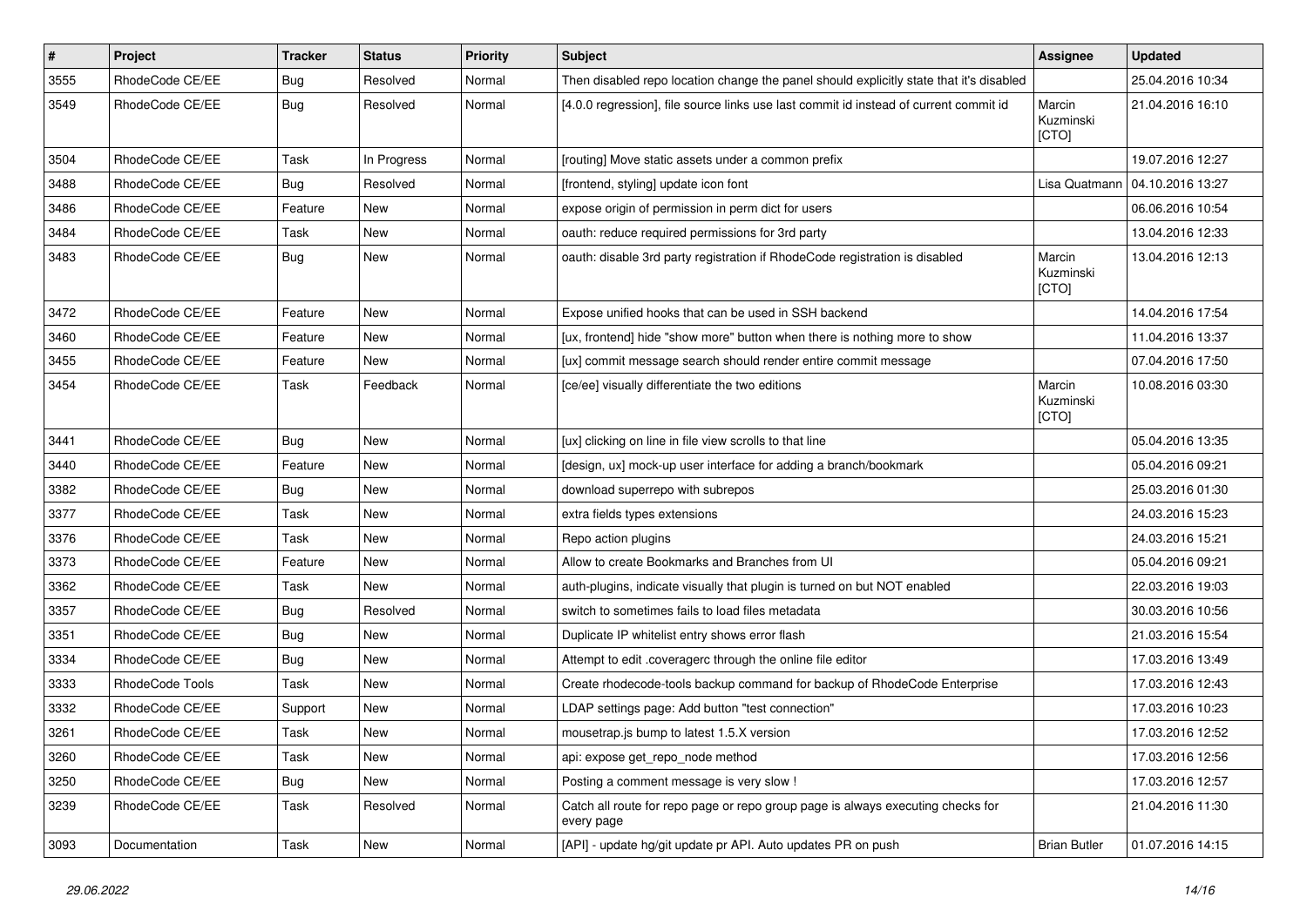| # | Project | Tracker | Status | Priority | Subject | Assignee | Updated |
|---|---|---|---|---|---|---|---|
| 3555 | RhodeCode CE/EE | Bug | Resolved | Normal | Then disabled repo location change the panel should explicitly state that it's disabled | | 25.04.2016 10:34 |
| 3549 | RhodeCode CE/EE | Bug | Resolved | Normal | [4.0.0 regression], file source links use last commit id instead of current commit id | Marcin Kuzminski [CTO] | 21.04.2016 16:10 |
| 3504 | RhodeCode CE/EE | Task | In Progress | Normal | [routing] Move static assets under a common prefix | | 19.07.2016 12:27 |
| 3488 | RhodeCode CE/EE | Bug | Resolved | Normal | [frontend, styling] update icon font | Lisa Quatmann | 04.10.2016 13:27 |
| 3486 | RhodeCode CE/EE | Feature | New | Normal | expose origin of permission in perm dict for users | | 06.06.2016 10:54 |
| 3484 | RhodeCode CE/EE | Task | New | Normal | oauth: reduce required permissions for 3rd party | | 13.04.2016 12:33 |
| 3483 | RhodeCode CE/EE | Bug | New | Normal | oauth: disable 3rd party registration if RhodeCode registration is disabled | Marcin Kuzminski [CTO] | 13.04.2016 12:13 |
| 3472 | RhodeCode CE/EE | Feature | New | Normal | Expose unified hooks that can be used in SSH backend | | 14.04.2016 17:54 |
| 3460 | RhodeCode CE/EE | Feature | New | Normal | [ux, frontend] hide "show more" button when there is nothing more to show | | 11.04.2016 13:37 |
| 3455 | RhodeCode CE/EE | Feature | New | Normal | [ux] commit message search should render entire commit message | | 07.04.2016 17:50 |
| 3454 | RhodeCode CE/EE | Task | Feedback | Normal | [ce/ee] visually differentiate the two editions | Marcin Kuzminski [CTO] | 10.08.2016 03:30 |
| 3441 | RhodeCode CE/EE | Bug | New | Normal | [ux] clicking on line in file view scrolls to that line | | 05.04.2016 13:35 |
| 3440 | RhodeCode CE/EE | Feature | New | Normal | [design, ux] mock-up user interface for adding a branch/bookmark | | 05.04.2016 09:21 |
| 3382 | RhodeCode CE/EE | Bug | New | Normal | download superrepo with subrepos | | 25.03.2016 01:30 |
| 3377 | RhodeCode CE/EE | Task | New | Normal | extra fields types extensions | | 24.03.2016 15:23 |
| 3376 | RhodeCode CE/EE | Task | New | Normal | Repo action plugins | | 24.03.2016 15:21 |
| 3373 | RhodeCode CE/EE | Feature | New | Normal | Allow to create Bookmarks and Branches from UI | | 05.04.2016 09:21 |
| 3362 | RhodeCode CE/EE | Task | New | Normal | auth-plugins, indicate visually that plugin is turned on but NOT enabled | | 22.03.2016 19:03 |
| 3357 | RhodeCode CE/EE | Bug | Resolved | Normal | switch to sometimes fails to load files metadata | | 30.03.2016 10:56 |
| 3351 | RhodeCode CE/EE | Bug | New | Normal | Duplicate IP whitelist entry shows error flash | | 21.03.2016 15:54 |
| 3334 | RhodeCode CE/EE | Bug | New | Normal | Attempt to edit .coveragerc through the online file editor | | 17.03.2016 13:49 |
| 3333 | RhodeCode Tools | Task | New | Normal | Create rhodecode-tools backup command for backup of RhodeCode Enterprise | | 17.03.2016 12:43 |
| 3332 | RhodeCode CE/EE | Support | New | Normal | LDAP settings page: Add button "test connection" | | 17.03.2016 10:23 |
| 3261 | RhodeCode CE/EE | Task | New | Normal | mousetrap.js bump to latest 1.5.X version | | 17.03.2016 12:52 |
| 3260 | RhodeCode CE/EE | Task | New | Normal | api: expose get_repo_node method | | 17.03.2016 12:56 |
| 3250 | RhodeCode CE/EE | Bug | New | Normal | Posting a comment message is very slow ! | | 17.03.2016 12:57 |
| 3239 | RhodeCode CE/EE | Task | Resolved | Normal | Catch all route for repo page or repo group page is always executing checks for every page | | 21.04.2016 11:30 |
| 3093 | Documentation | Task | New | Normal | [API] - update hg/git update pr API. Auto updates PR on push | Brian Butler | 01.07.2016 14:15 |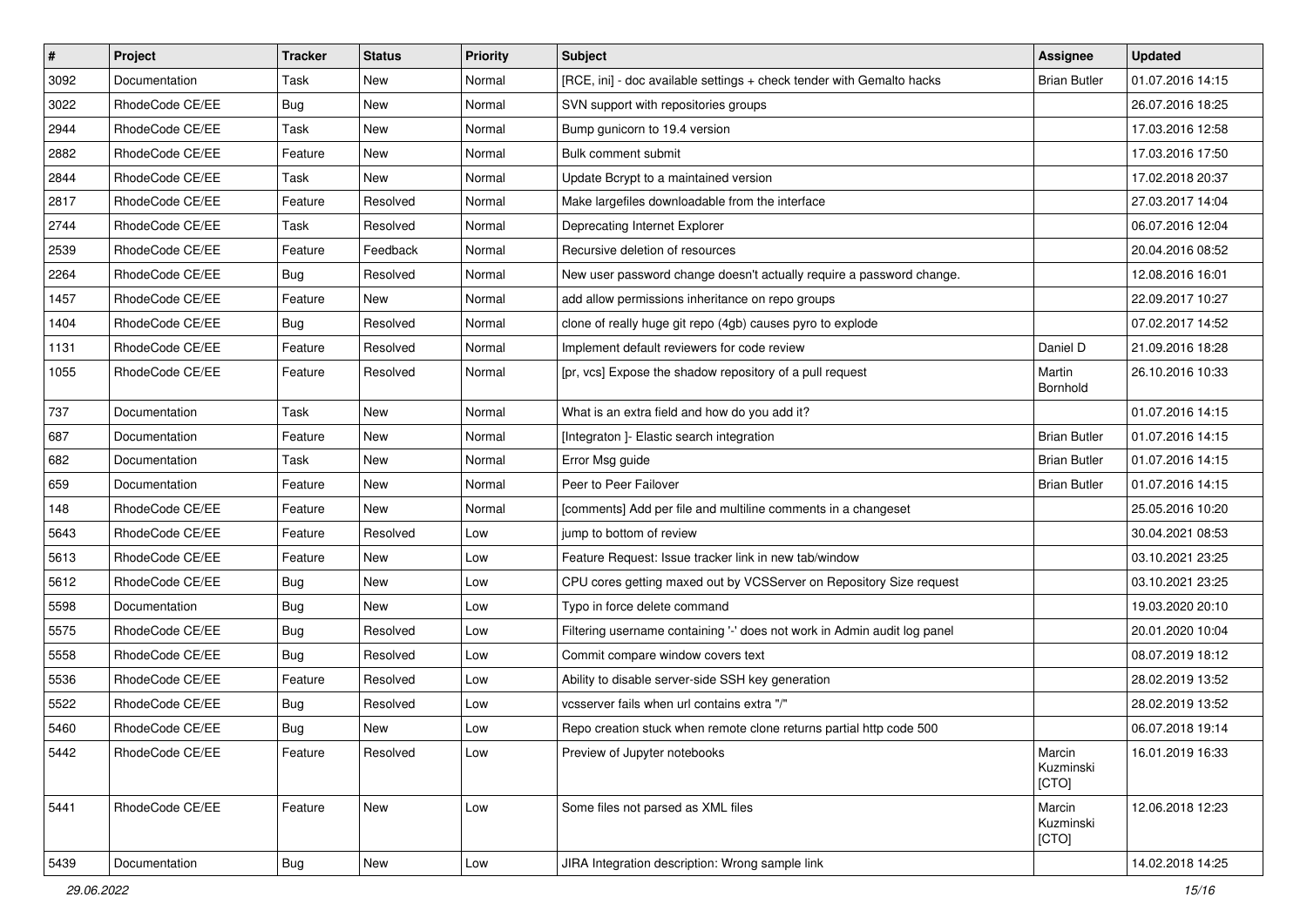| # | Project | Tracker | Status | Priority | Subject | Assignee | Updated |
|---|---|---|---|---|---|---|---|
| 3092 | Documentation | Task | New | Normal | [RCE, ini] - doc available settings + check tender with Gemalto hacks | Brian Butler | 01.07.2016 14:15 |
| 3022 | RhodeCode CE/EE | Bug | New | Normal | SVN support with repositories groups | | 26.07.2016 18:25 |
| 2944 | RhodeCode CE/EE | Task | New | Normal | Bump gunicorn to 19.4 version | | 17.03.2016 12:58 |
| 2882 | RhodeCode CE/EE | Feature | New | Normal | Bulk comment submit | | 17.03.2016 17:50 |
| 2844 | RhodeCode CE/EE | Task | New | Normal | Update Bcrypt to a maintained version | | 17.02.2018 20:37 |
| 2817 | RhodeCode CE/EE | Feature | Resolved | Normal | Make largefiles downloadable from the interface | | 27.03.2017 14:04 |
| 2744 | RhodeCode CE/EE | Task | Resolved | Normal | Deprecating Internet Explorer | | 06.07.2016 12:04 |
| 2539 | RhodeCode CE/EE | Feature | Feedback | Normal | Recursive deletion of resources | | 20.04.2016 08:52 |
| 2264 | RhodeCode CE/EE | Bug | Resolved | Normal | New user password change doesn't actually require a password change. | | 12.08.2016 16:01 |
| 1457 | RhodeCode CE/EE | Feature | New | Normal | add allow permissions inheritance on repo groups | | 22.09.2017 10:27 |
| 1404 | RhodeCode CE/EE | Bug | Resolved | Normal | clone of really huge git repo (4gb) causes pyro to explode | | 07.02.2017 14:52 |
| 1131 | RhodeCode CE/EE | Feature | Resolved | Normal | Implement default reviewers for code review | Daniel D | 21.09.2016 18:28 |
| 1055 | RhodeCode CE/EE | Feature | Resolved | Normal | [pr, vcs] Expose the shadow repository of a pull request | Martin Bornhold | 26.10.2016 10:33 |
| 737 | Documentation | Task | New | Normal | What is an extra field and how do you add it? | | 01.07.2016 14:15 |
| 687 | Documentation | Feature | New | Normal | [Integraton ]- Elastic search integration | Brian Butler | 01.07.2016 14:15 |
| 682 | Documentation | Task | New | Normal | Error Msg guide | Brian Butler | 01.07.2016 14:15 |
| 659 | Documentation | Feature | New | Normal | Peer to Peer Failover | Brian Butler | 01.07.2016 14:15 |
| 148 | RhodeCode CE/EE | Feature | New | Normal | [comments] Add per file and multiline comments in a changeset | | 25.05.2016 10:20 |
| 5643 | RhodeCode CE/EE | Feature | Resolved | Low | jump to bottom of review | | 30.04.2021 08:53 |
| 5613 | RhodeCode CE/EE | Feature | New | Low | Feature Request: Issue tracker link in new tab/window | | 03.10.2021 23:25 |
| 5612 | RhodeCode CE/EE | Bug | New | Low | CPU cores getting maxed out by VCSServer on Repository Size request | | 03.10.2021 23:25 |
| 5598 | Documentation | Bug | New | Low | Typo in force delete command | | 19.03.2020 20:10 |
| 5575 | RhodeCode CE/EE | Bug | Resolved | Low | Filtering username containing '-' does not work in Admin audit log panel | | 20.01.2020 10:04 |
| 5558 | RhodeCode CE/EE | Bug | Resolved | Low | Commit compare window covers text | | 08.07.2019 18:12 |
| 5536 | RhodeCode CE/EE | Feature | Resolved | Low | Ability to disable server-side SSH key generation | | 28.02.2019 13:52 |
| 5522 | RhodeCode CE/EE | Bug | Resolved | Low | vcsserver fails when url contains extra "/" | | 28.02.2019 13:52 |
| 5460 | RhodeCode CE/EE | Bug | New | Low | Repo creation stuck when remote clone returns partial http code 500 | | 06.07.2018 19:14 |
| 5442 | RhodeCode CE/EE | Feature | Resolved | Low | Preview of Jupyter notebooks | Marcin Kuzminski [CTO] | 16.01.2019 16:33 |
| 5441 | RhodeCode CE/EE | Feature | New | Low | Some files not parsed as XML files | Marcin Kuzminski [CTO] | 12.06.2018 12:23 |
| 5439 | Documentation | Bug | New | Low | JIRA Integration description: Wrong sample link | | 14.02.2018 14:25 |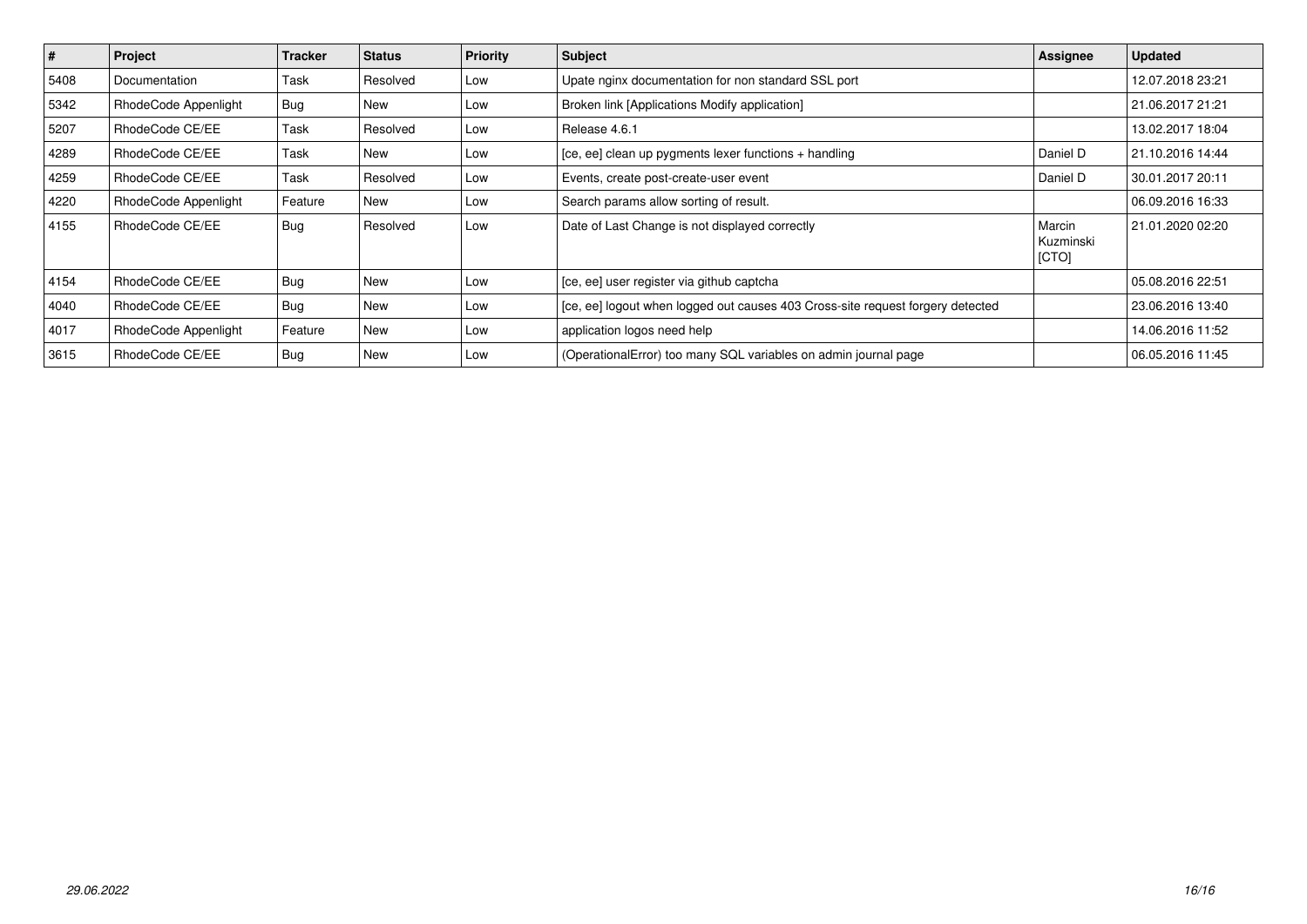| # | Project | Tracker | Status | Priority | Subject | Assignee | Updated |
|---|---|---|---|---|---|---|---|
| 5408 | Documentation | Task | Resolved | Low | Upate nginx documentation for non standard SSL port | | 12.07.2018 23:21 |
| 5342 | RhodeCode Appenlight | Bug | New | Low | Broken link [Applications Modify application] | | 21.06.2017 21:21 |
| 5207 | RhodeCode CE/EE | Task | Resolved | Low | Release 4.6.1 | | 13.02.2017 18:04 |
| 4289 | RhodeCode CE/EE | Task | New | Low | [ce, ee] clean up pygments lexer functions + handling | Daniel D | 21.10.2016 14:44 |
| 4259 | RhodeCode CE/EE | Task | Resolved | Low | Events, create post-create-user event | Daniel D | 30.01.2017 20:11 |
| 4220 | RhodeCode Appenlight | Feature | New | Low | Search params allow sorting of result. | | 06.09.2016 16:33 |
| 4155 | RhodeCode CE/EE | Bug | Resolved | Low | Date of Last Change is not displayed correctly | Marcin Kuzminski [CTO] | 21.01.2020 02:20 |
| 4154 | RhodeCode CE/EE | Bug | New | Low | [ce, ee] user register via github captcha | | 05.08.2016 22:51 |
| 4040 | RhodeCode CE/EE | Bug | New | Low | [ce, ee] logout when logged out causes 403 Cross-site request forgery detected | | 23.06.2016 13:40 |
| 4017 | RhodeCode Appenlight | Feature | New | Low | application logos need help | | 14.06.2016 11:52 |
| 3615 | RhodeCode CE/EE | Bug | New | Low | (OperationalError) too many SQL variables on admin journal page | | 06.05.2016 11:45 |

*29.06.2022*